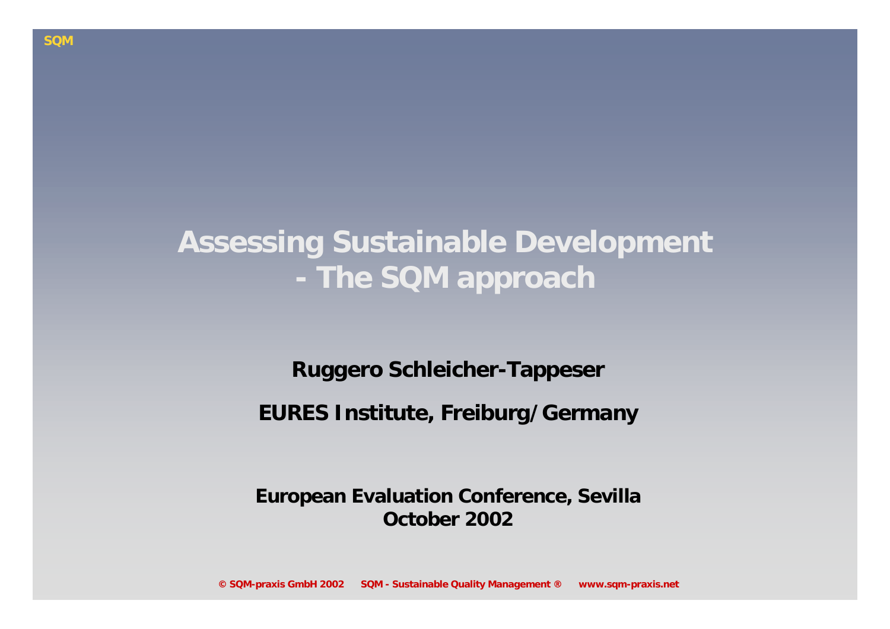# Assessing Sustainable Development - The SQM approach

**Ruggero Schleicher-Tappeser**

**EURES Institute, Freiburg/Germany**

**European Evaluation Conference, Sevilla**
**October 2002**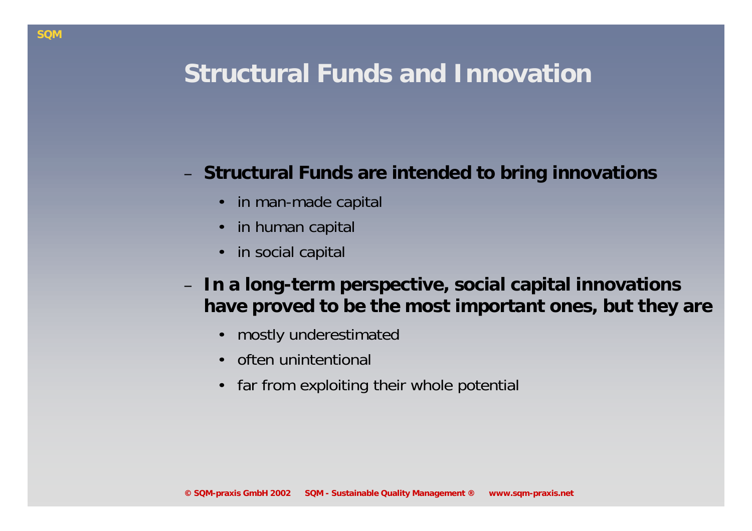# Structural Funds and Innovation

- **Structural Funds are intended to bring innovations**
  - in man-made capital
  - in human capital
  - in social capital
- **In a long-term perspective, social capital innovations have proved to be the most important ones, but they are**
  - mostly underestimated
  - often unintentional
  - far from exploiting their whole potential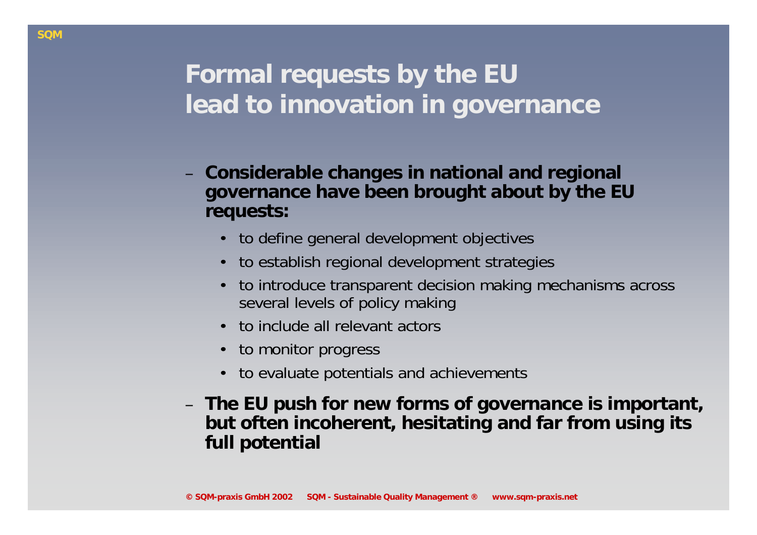# Formal requests by the EU lead to innovation in governance

- **Considerable changes in national and regional governance have been brought about by the EU requests:**
  - to define general development objectives
  - to establish regional development strategies
  - to introduce transparent decision making mechanisms across several levels of policy making
  - to include all relevant actors
  - to monitor progress
  - to evaluate potentials and achievements
- **The EU push for new forms of governance is important, but often incoherent, hesitating and far from using its full potential**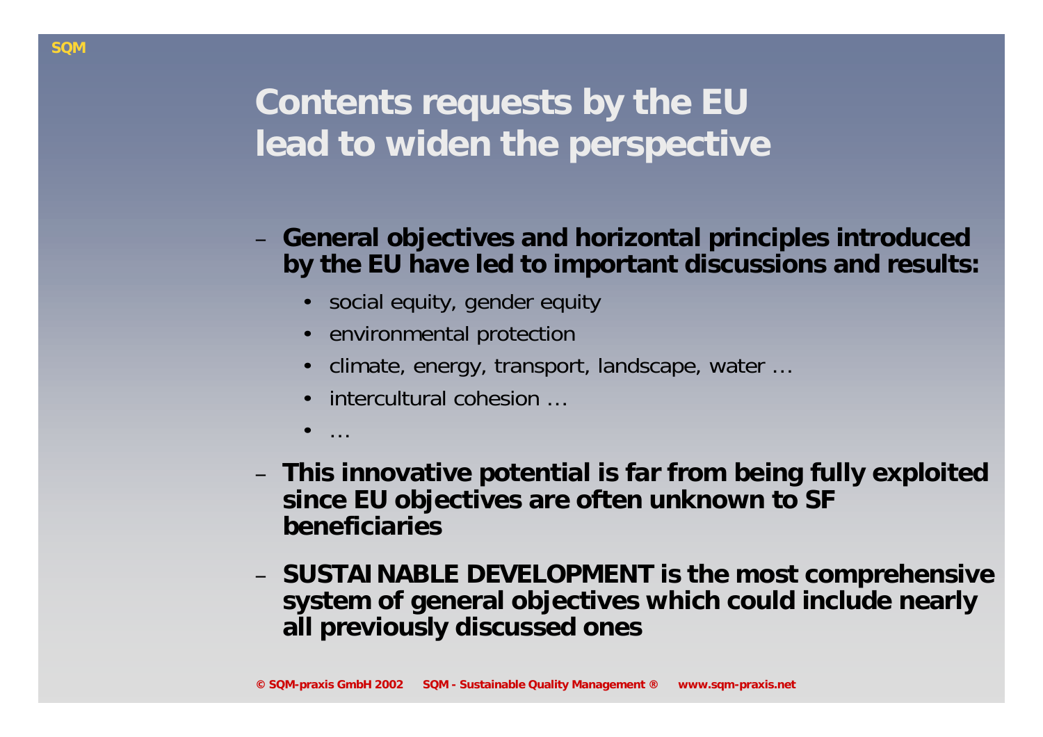# Contents requests by the EU lead to widen the perspective

- **General objectives and horizontal principles introduced by the EU have led to important discussions and results:**
  - social equity, gender equity
  - environmental protection
  - climate, energy, transport, landscape, water …
  - intercultural cohesion …
  - …
- **This innovative potential is far from being fully exploited since EU objectives are often unknown to SF beneficiaries**
- **SUSTAINABLE DEVELOPMENT is the most comprehensive system of general objectives which could include nearly all previously discussed ones**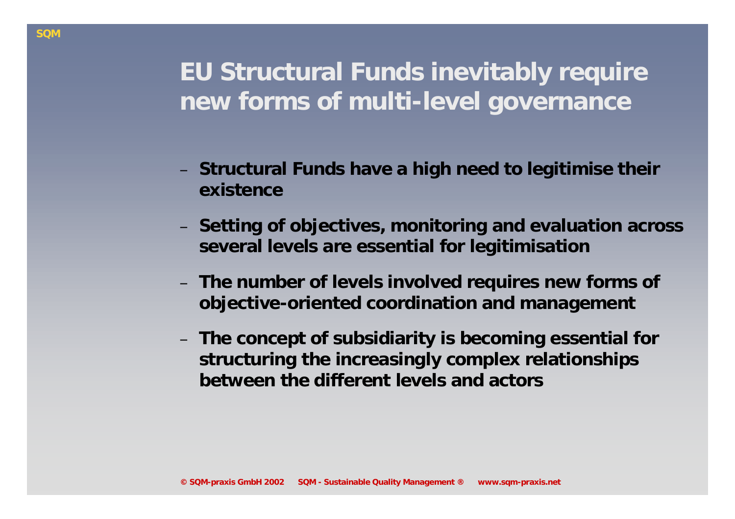# EU Structural Funds inevitably require new forms of multi-level governance

- **Structural Funds have a high need to legitimise their existence**
- **Setting of objectives, monitoring and evaluation across several levels are essential for legitimisation**
- **The number of levels involved requires new forms of objective-oriented coordination and management**
- **The concept of subsidiarity is becoming essential for structuring the increasingly complex relationships between the different levels and actors**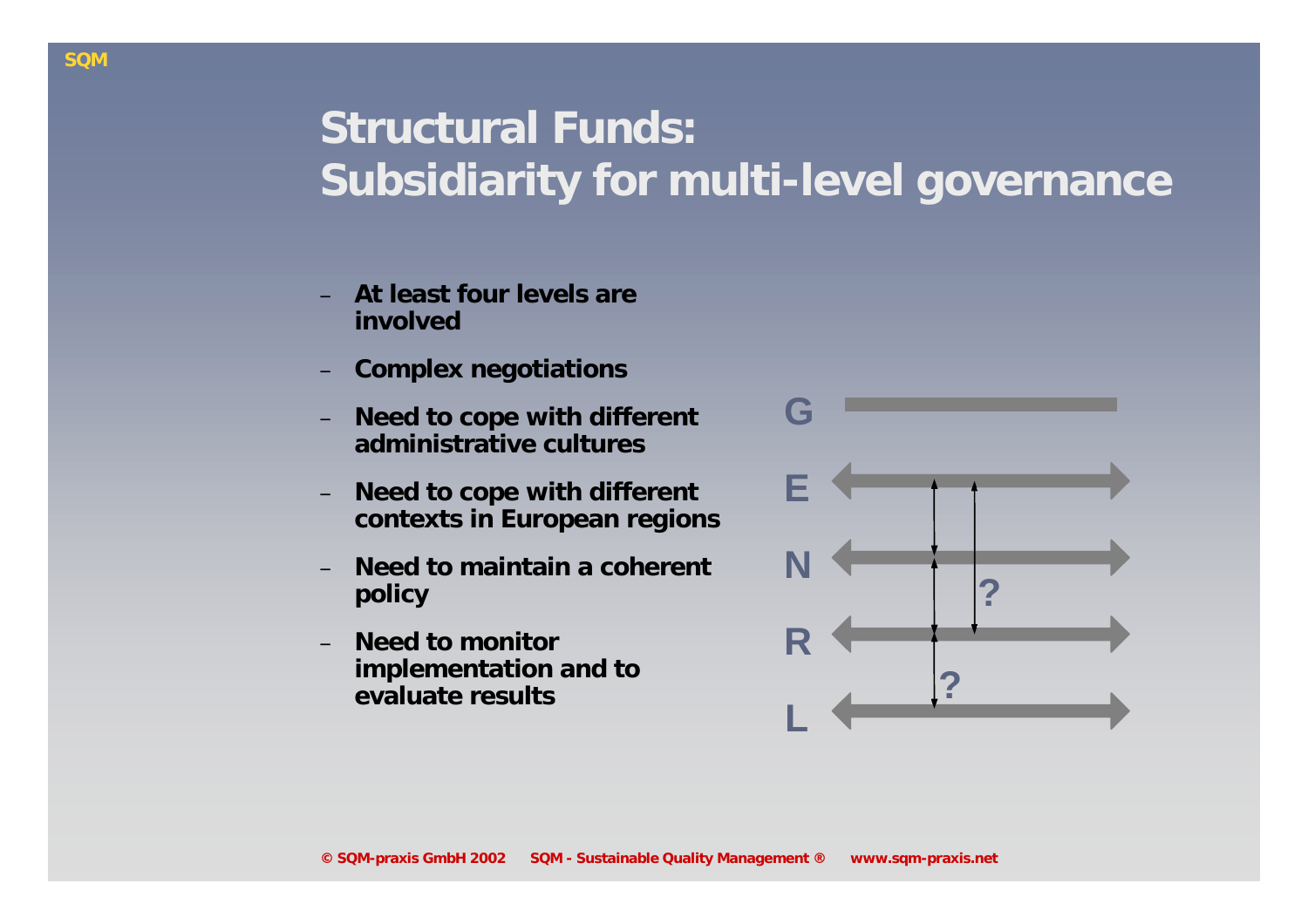# Structural Funds: Subsidiarity for multi-level governance

- **At least four levels are involved**
- **Complex negotiations**
- **Need to cope with different administrative cultures**
- **Need to cope with different contexts in European regions**
- **Need to maintain a coherent policy**
- **Need to monitor implementation and to evaluate results**

G

E

N

R

L

?

?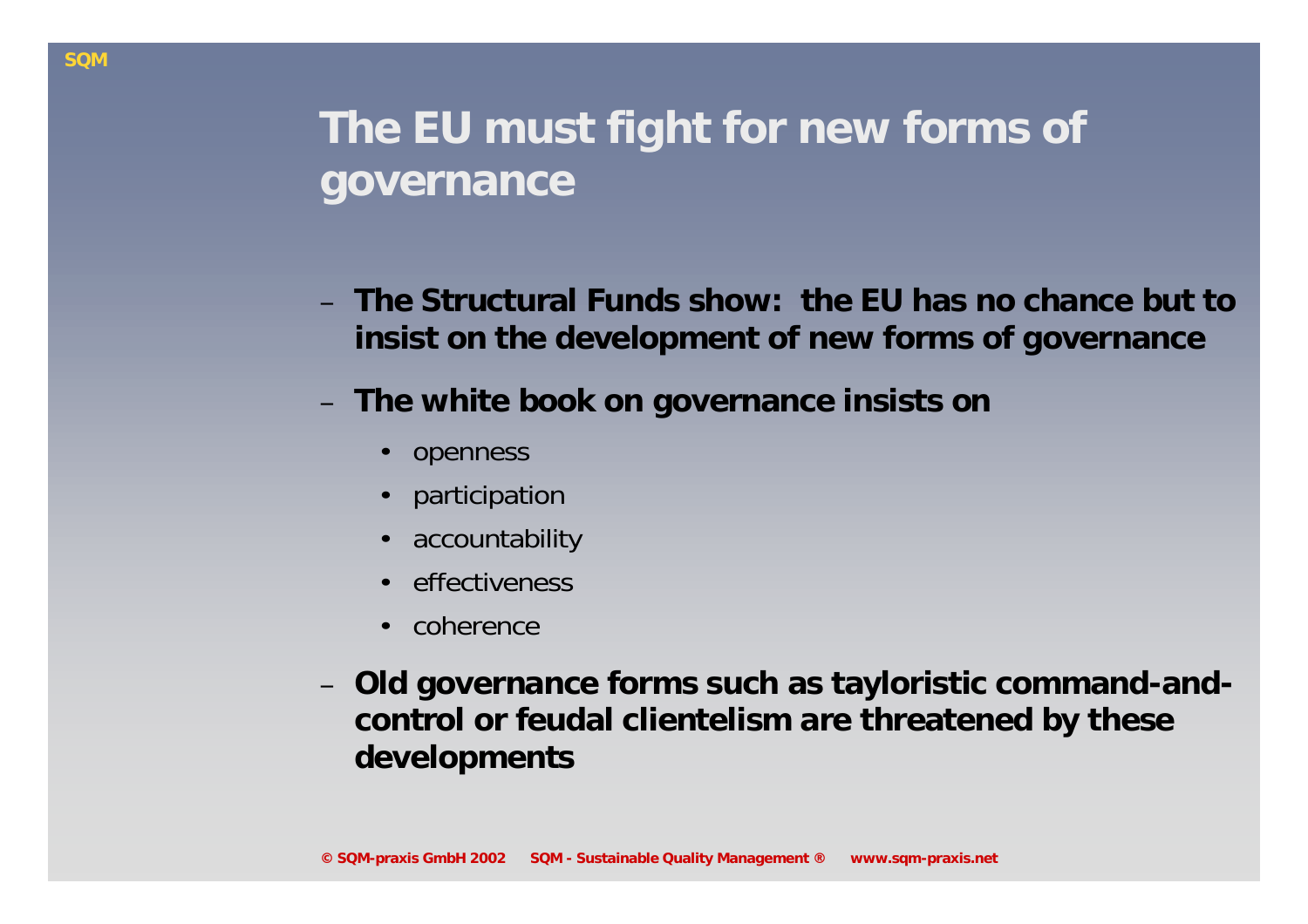# The EU must fight for new forms of governance

- **The Structural Funds show: the EU has no chance but to insist on the development of new forms of governance**
- **The white book on governance insists on**
  - openness
  - participation
  - accountability
  - effectiveness
  - coherence
- **Old governance forms such as tayloristic command-and-control or feudal clientelism are threatened by these developments**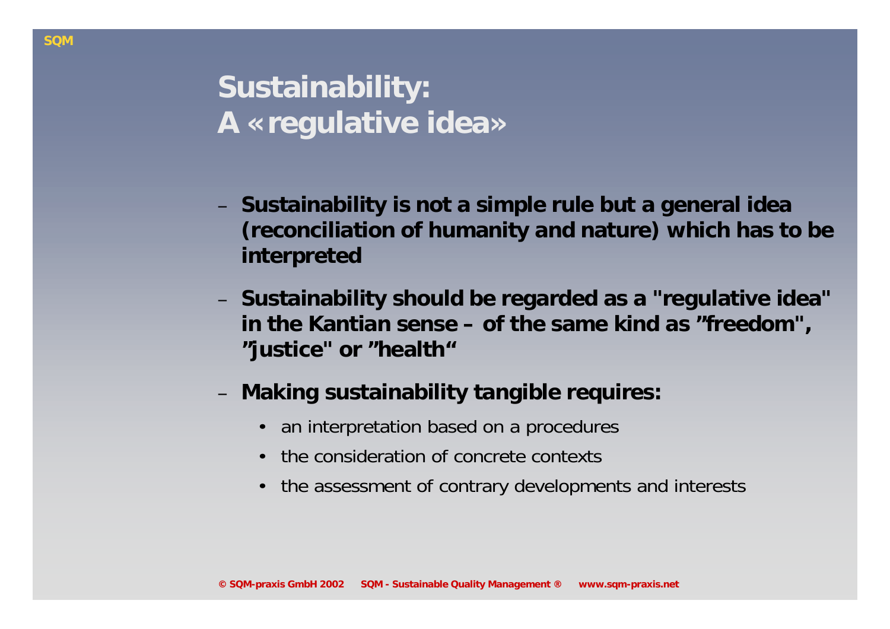# Sustainability: A «regulative idea»

- **Sustainability is not a simple rule but a general idea (reconciliation of humanity and nature) which has to be interpreted**
- **Sustainability should be regarded as a "regulative idea" in the Kantian sense – of the same kind as ”freedom", ”justice" or ”health“**
- **Making sustainability tangible requires:**
  - an interpretation based on a procedures
  - the consideration of concrete contexts
  - the assessment of contrary developments and interests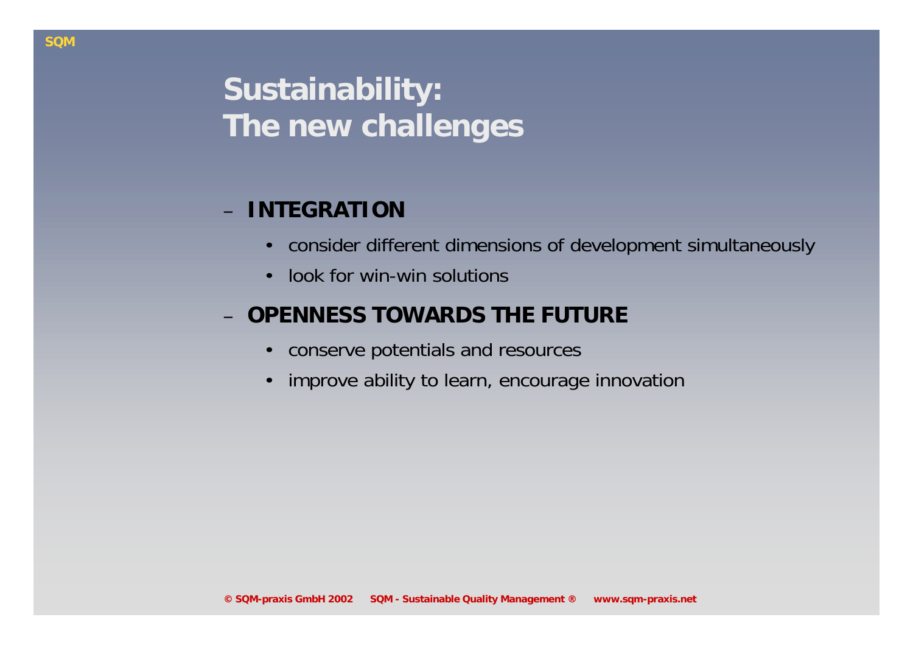# Sustainability: The new challenges

- **INTEGRATION**
  - consider different dimensions of development simultaneously
  - look for win-win solutions
- **OPENNESS TOWARDS THE FUTURE**
  - conserve potentials and resources
  - improve ability to learn, encourage innovation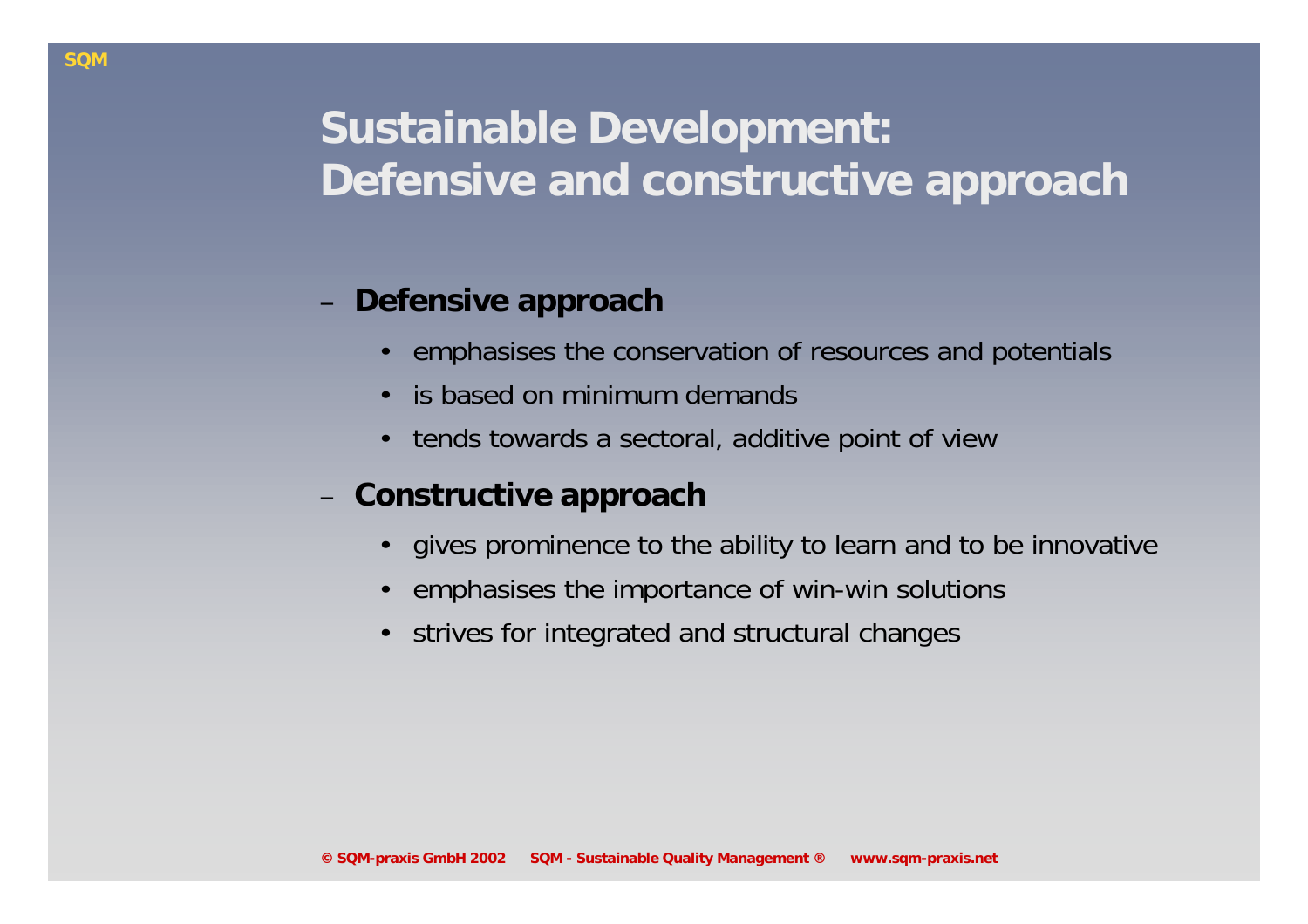# Sustainable Development: Defensive and constructive approach

- **Defensive approach**
  - emphasises the conservation of resources and potentials
  - is based on minimum demands
  - tends towards a sectoral, additive point of view
- **Constructive approach**
  - gives prominence to the ability to learn and to be innovative
  - emphasises the importance of win-win solutions
  - strives for integrated and structural changes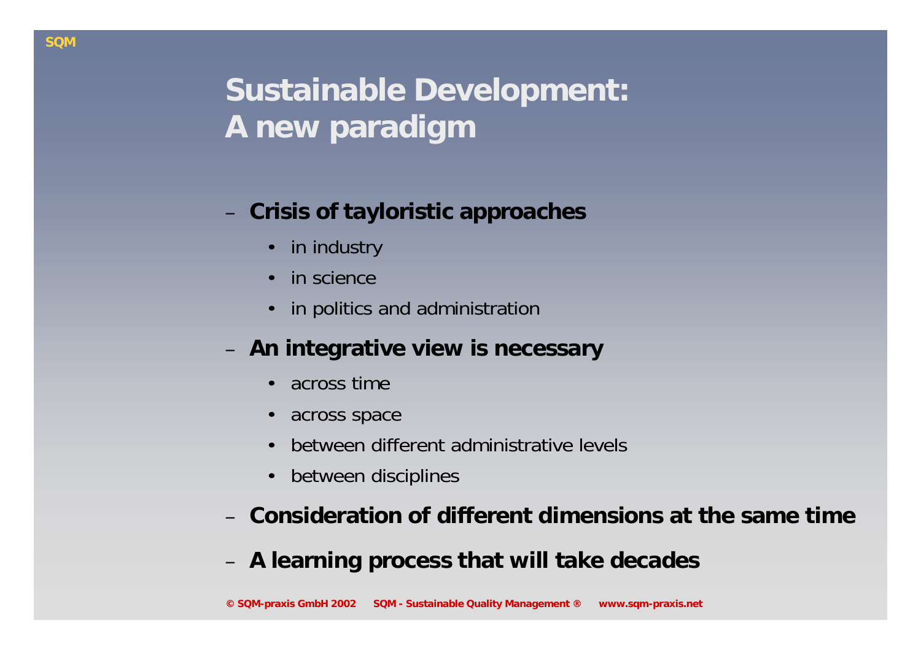# Sustainable Development: A new paradigm

- **Crisis of tayloristic approaches**
  - in industry
  - in science
  - in politics and administration
- **An integrative view is necessary**
  - across time
  - across space
  - between different administrative levels
  - between disciplines
- **Consideration of different dimensions at the same time**
- **A learning process that will take decades**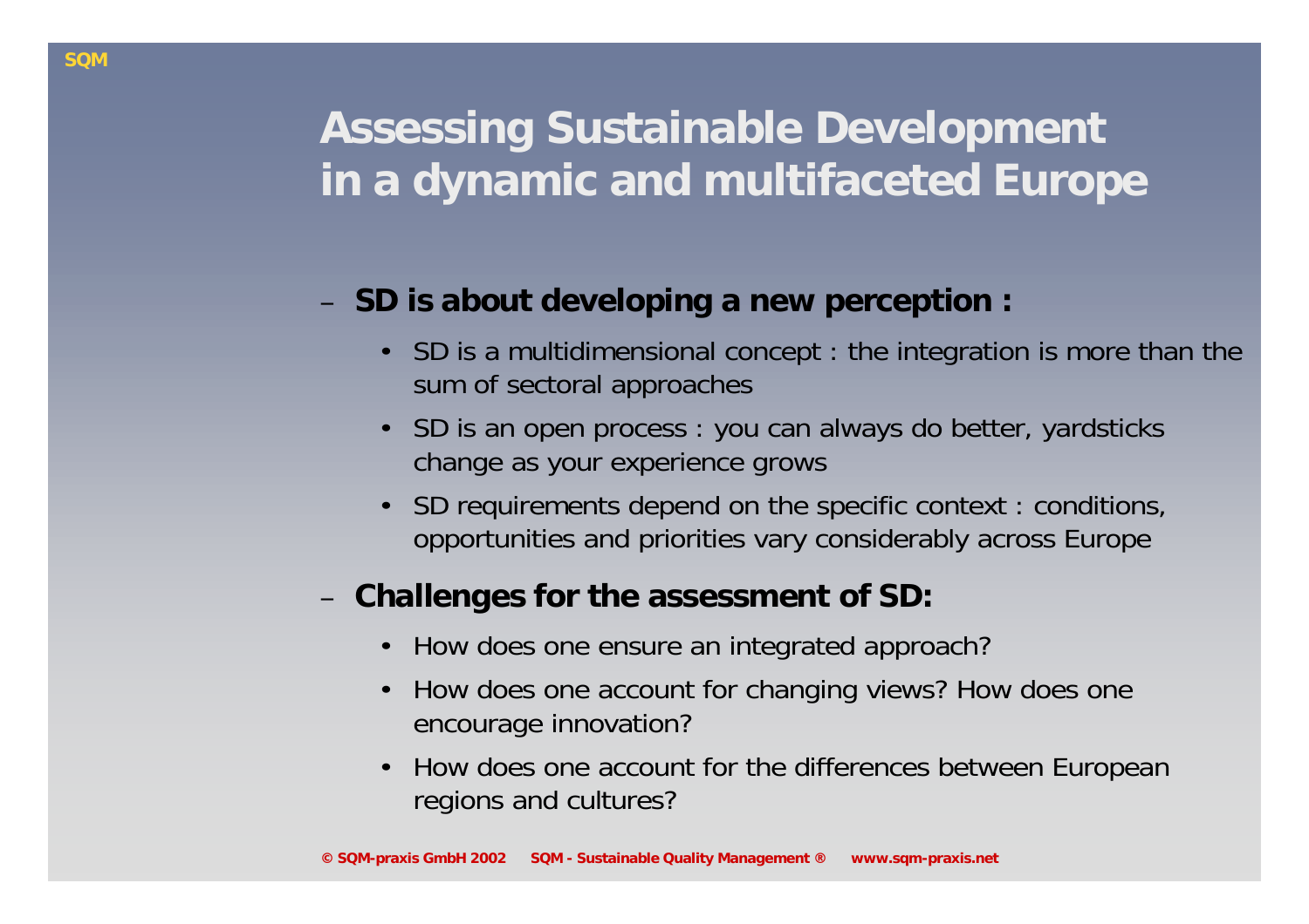# Assessing Sustainable Development in a dynamic and multifaceted Europe

- **SD is about developing a new perception :**
  - SD is a multidimensional concept : the integration is more than the sum of sectoral approaches
  - SD is an open process : you can always do better, yardsticks change as your experience grows
  - SD requirements depend on the specific context : conditions, opportunities and priorities vary considerably across Europe
- **Challenges for the assessment of SD:**
  - How does one ensure an integrated approach?
  - How does one account for changing views? How does one encourage innovation?
  - How does one account for the differences between European regions and cultures?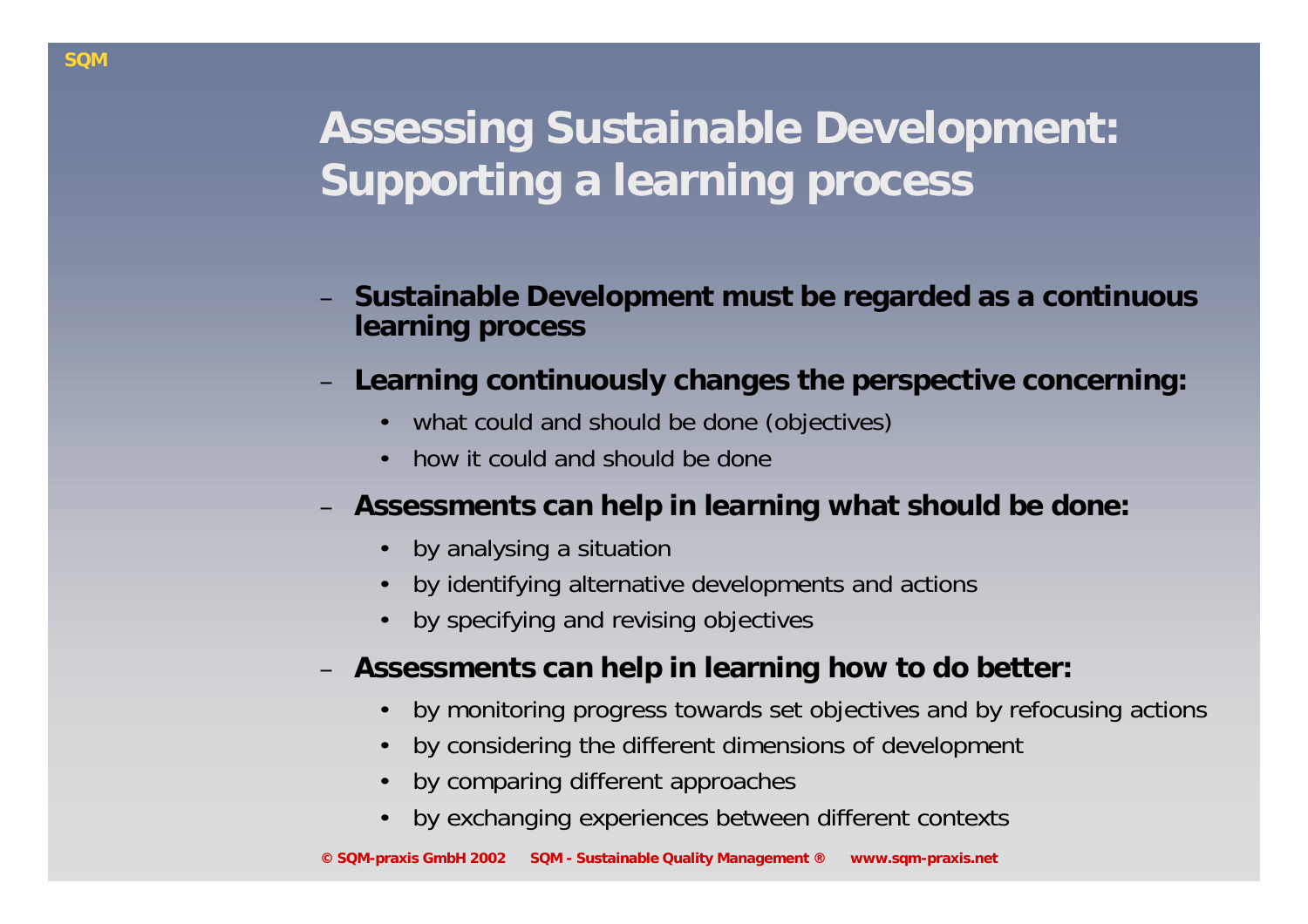# Assessing Sustainable Development: Supporting a learning process

- **Sustainable Development must be regarded as a continuous learning process**
- **Learning continuously changes the perspective concerning:**
  - what could and should be done (objectives)
  - how it could and should be done
- **Assessments can help in learning what should be done:**
  - by analysing a situation
  - by identifying alternative developments and actions
  - by specifying and revising objectives
- **Assessments can help in learning how to do better:**
  - by monitoring progress towards set objectives and by refocusing actions
  - by considering the different dimensions of development
  - by comparing different approaches
  - by exchanging experiences between different contexts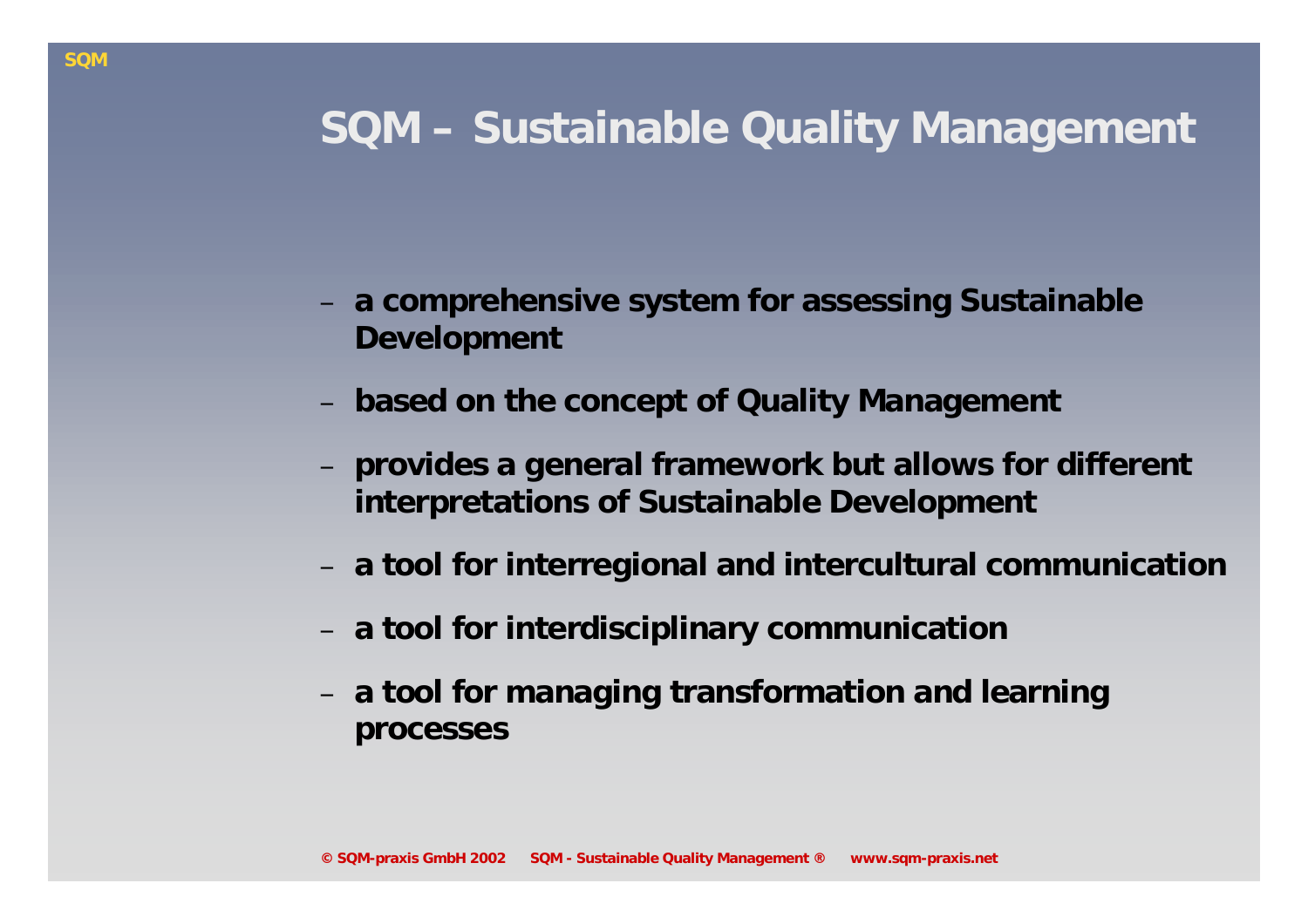# SQM – Sustainable Quality Management

- **a comprehensive system for assessing Sustainable Development**
- **based on the concept of Quality Management**
- **provides a general framework but allows for different interpretations of Sustainable Development**
- **a tool for interregional and intercultural communication**
- **a tool for interdisciplinary communication**
- **a tool for managing transformation and learning processes**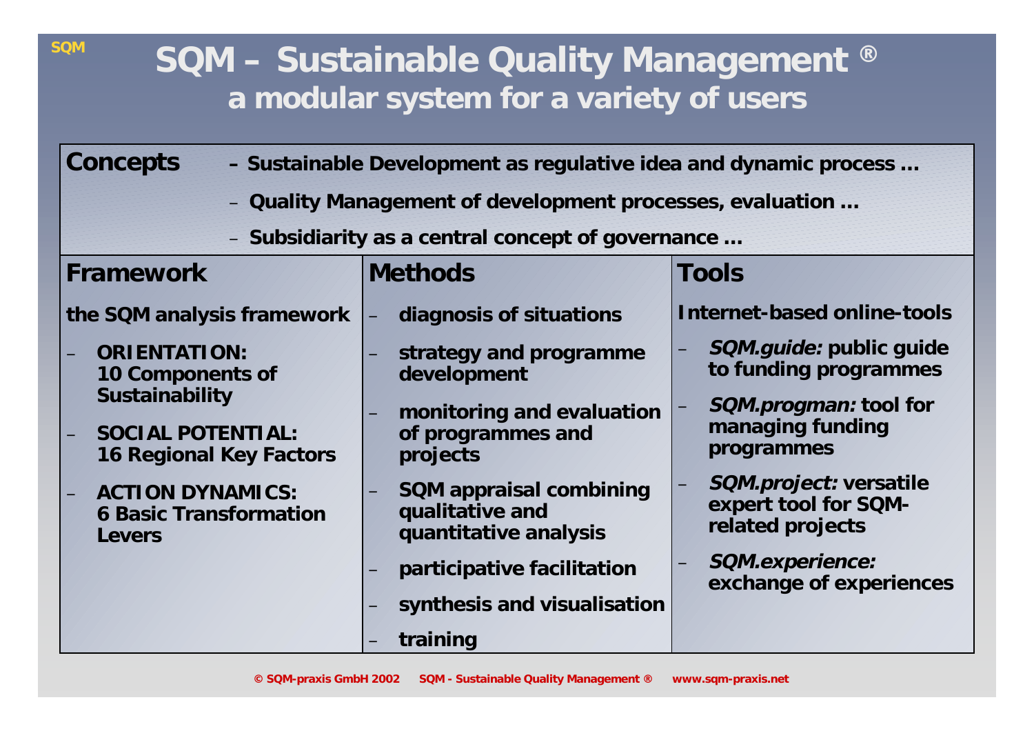# SQM – Sustainable Quality Management ®

## a modular system for a variety of users

**Concepts**

- Sustainable Development as regulative idea and dynamic process ...
- Quality Management of development processes, evaluation ...
- Subsidiarity as a central concept of governance ...

**Framework**

the SQM analysis framework

- ORIENTATION: 10 Components of Sustainability
- SOCIAL POTENTIAL: 16 Regional Key Factors
- ACTION DYNAMICS: 6 Basic Transformation Levers

**Methods**

- diagnosis of situations
- strategy and programme development
- monitoring and evaluation of programmes and projects
- SQM appraisal combining qualitative and quantitative analysis
- participative facilitation
- synthesis and visualisation
- training

**Tools**

Internet-based online-tools

- *SQM.guide:* public guide to funding programmes
- *SQM.progman:* tool for managing funding programmes
- *SQM.project:* versatile expert tool for SQM-related projects
- *SQM.experience:* exchange of experiences

© SQM-praxis GmbH 2002 SQM - Sustainable Quality Management ® www.sqm-praxis.net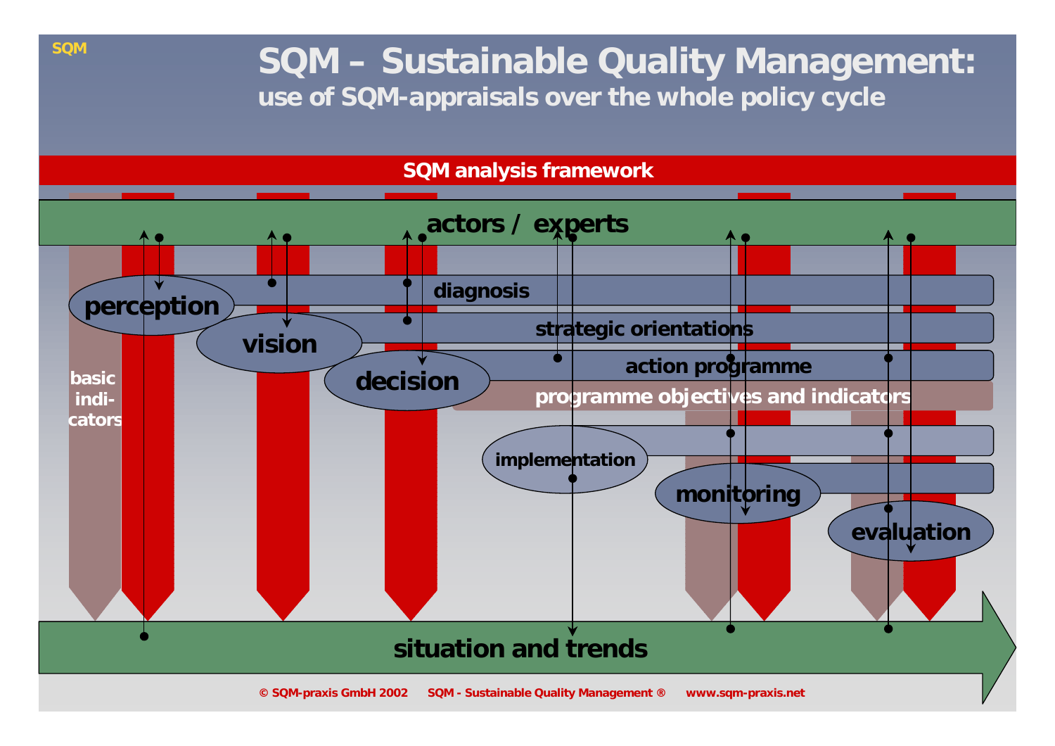SQM

# SQM – Sustainable Quality Management:

## use of SQM-appraisals over the whole policy cycle

**SQM analysis framework**

**actors / experts**

- perception
- vision
- decision
- implementation
- monitoring
- evaluation

- diagnosis
- strategic orientations
- action programme
- programme objectives and indicators

basic indi-cators

**situation and trends**

© SQM-praxis GmbH 2002 SQM - Sustainable Quality Management ® www.sqm-praxis.net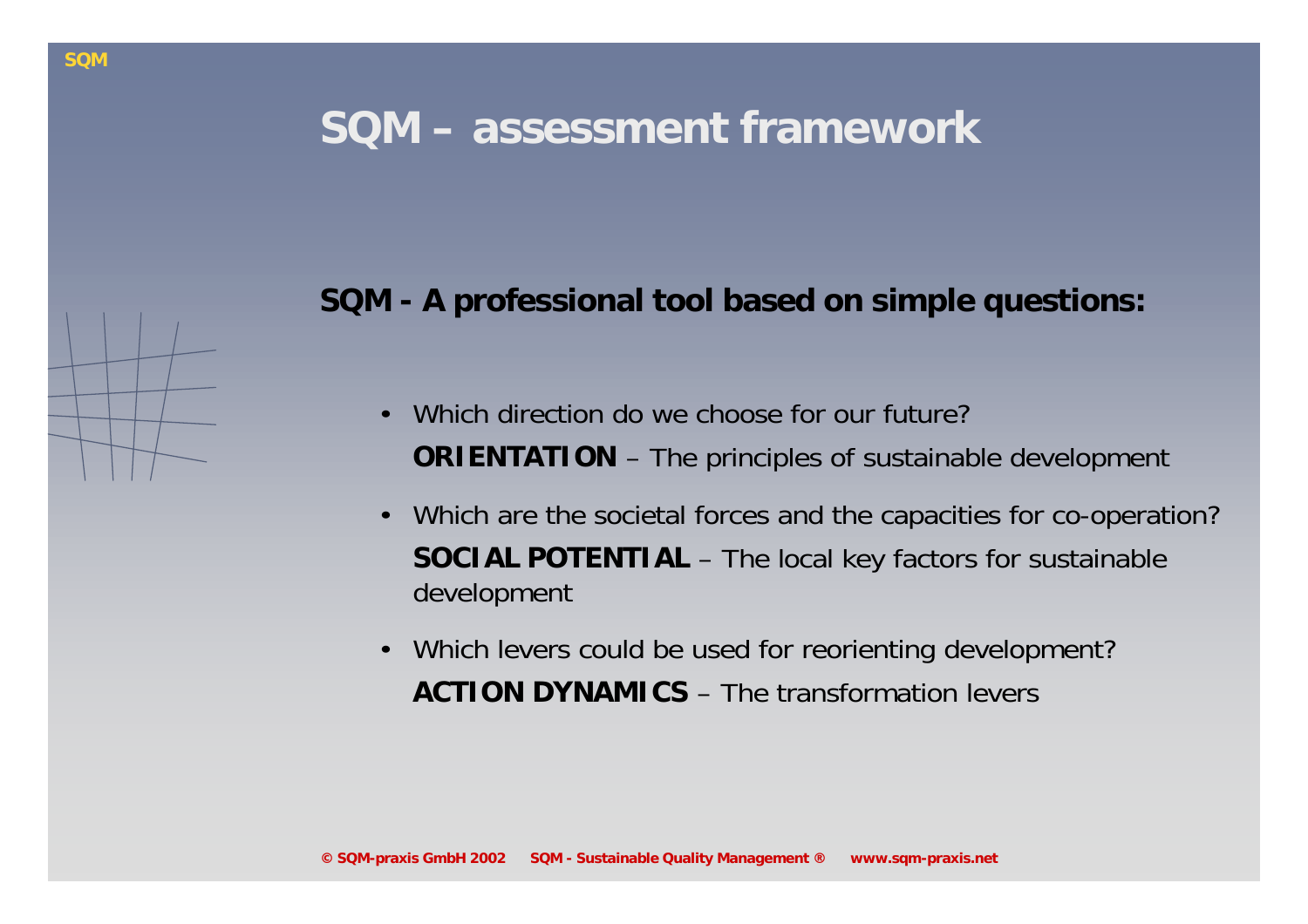# SQM – assessment framework

**SQM - A professional tool based on simple questions:**

- Which direction do we choose for our future?
  **ORIENTATION** – The principles of sustainable development
- Which are the societal forces and the capacities for co-operation?
  **SOCIAL POTENTIAL** – The local key factors for sustainable development
- Which levers could be used for reorienting development?
  **ACTION DYNAMICS** – The transformation levers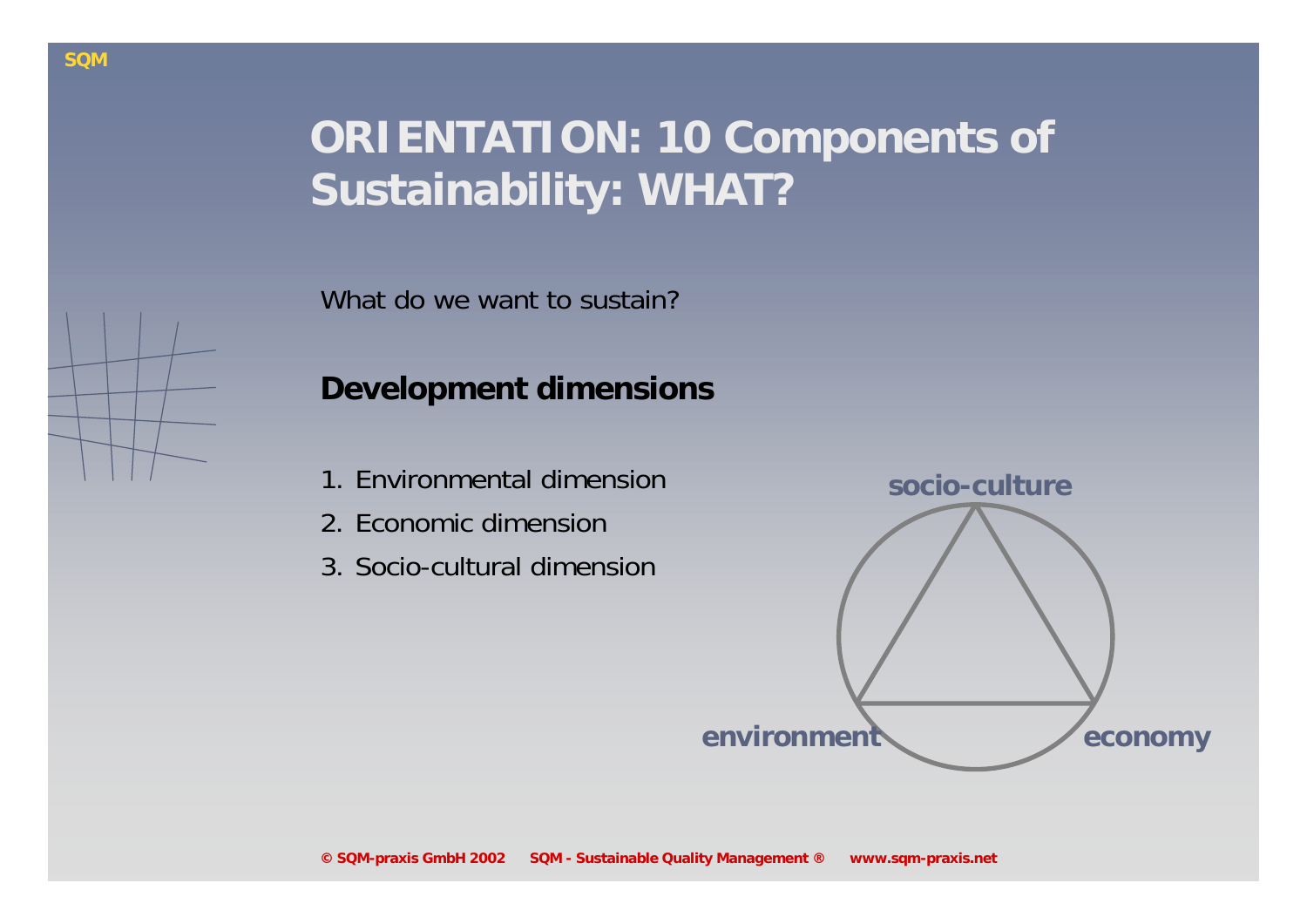# ORIENTATION: 10 Components of Sustainability: WHAT?

What do we want to sustain?

## Development dimensions

1. Environmental dimension
2. Economic dimension
3. Socio-cultural dimension

socio-culture

environment

economy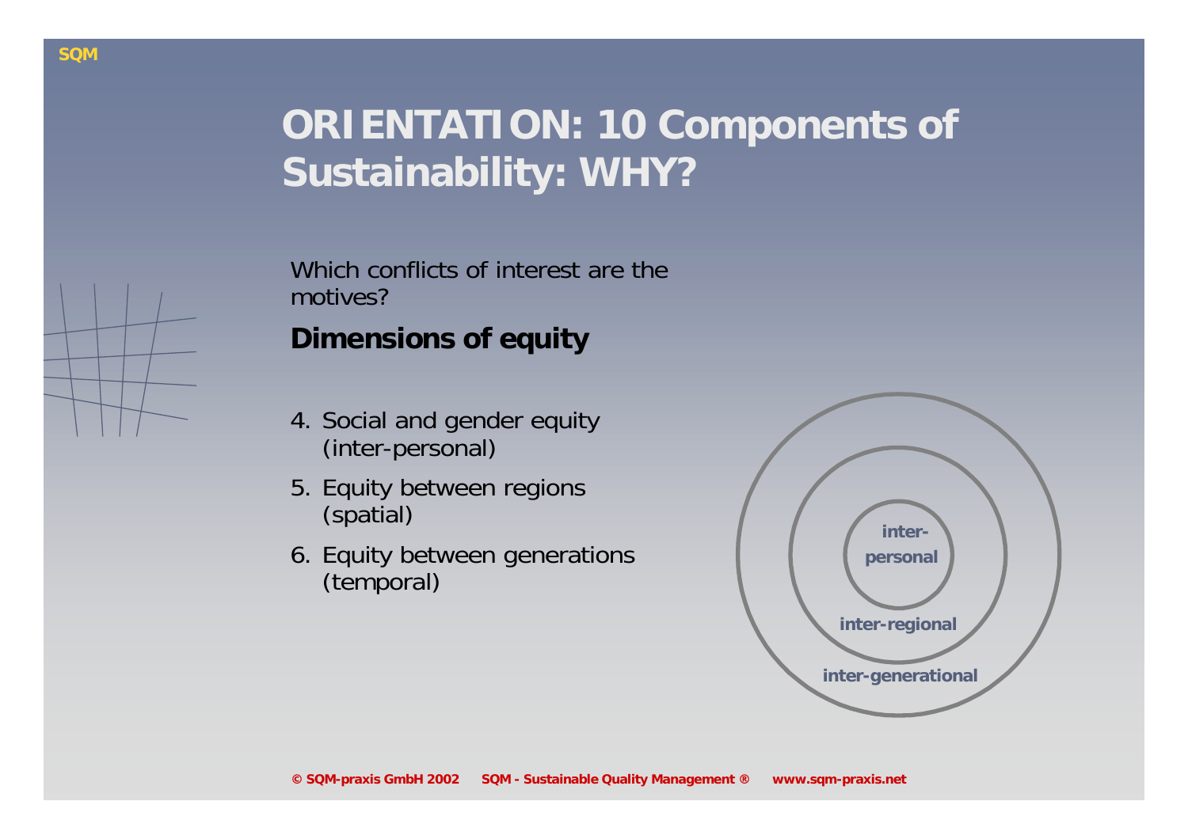# ORIENTATION: 10 Components of Sustainability: WHY?

Which conflicts of interest are the motives?

**Dimensions of equity**

4. Social and gender equity (inter-personal)
5. Equity between regions (spatial)
6. Equity between generations (temporal)

inter-personal

inter-regional

inter-generational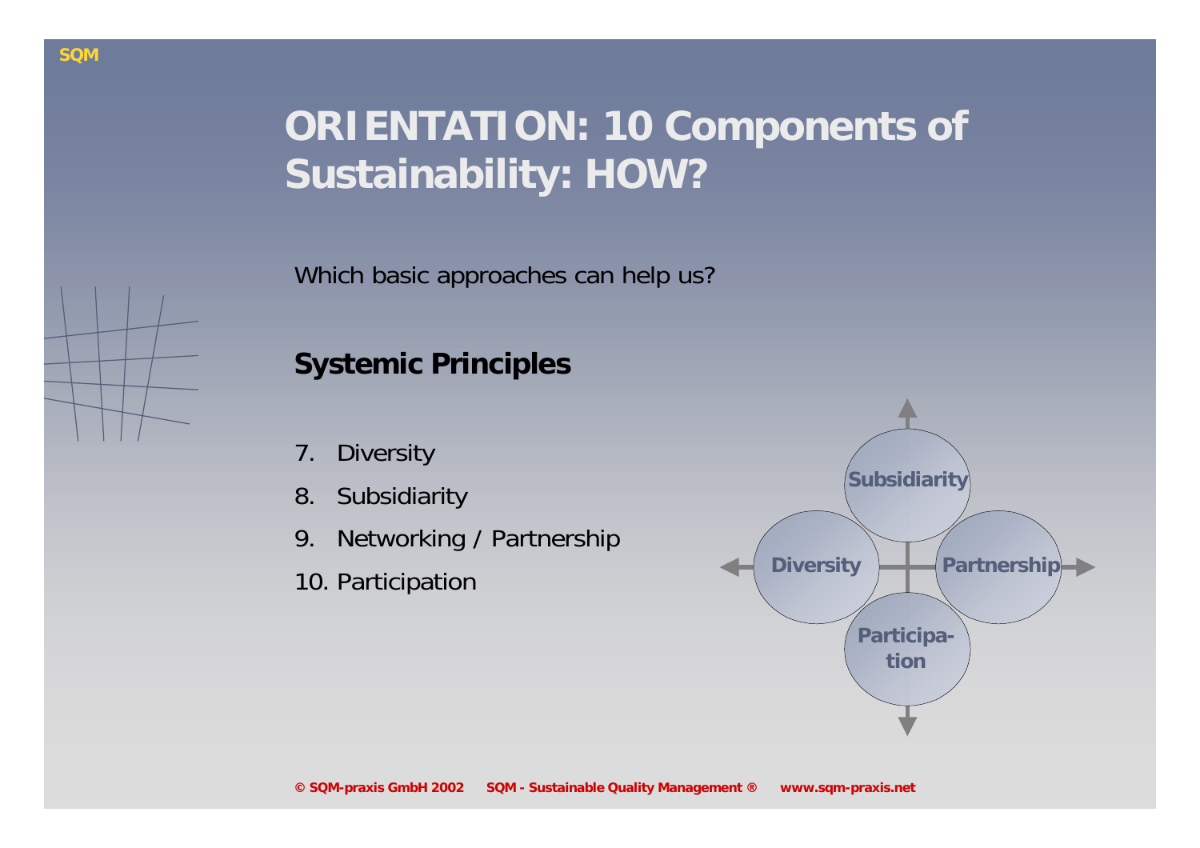# ORIENTATION: 10 Components of Sustainability: HOW?

Which basic approaches can help us?

## Systemic Principles

7. Diversity
8. Subsidiarity
9. Networking / Partnership
10. Participation

Subsidiarity

Diversity

Partnership

Participa-
tion

© SQM-praxis GmbH 2002 SQM - Sustainable Quality Management ® www.sqm-praxis.net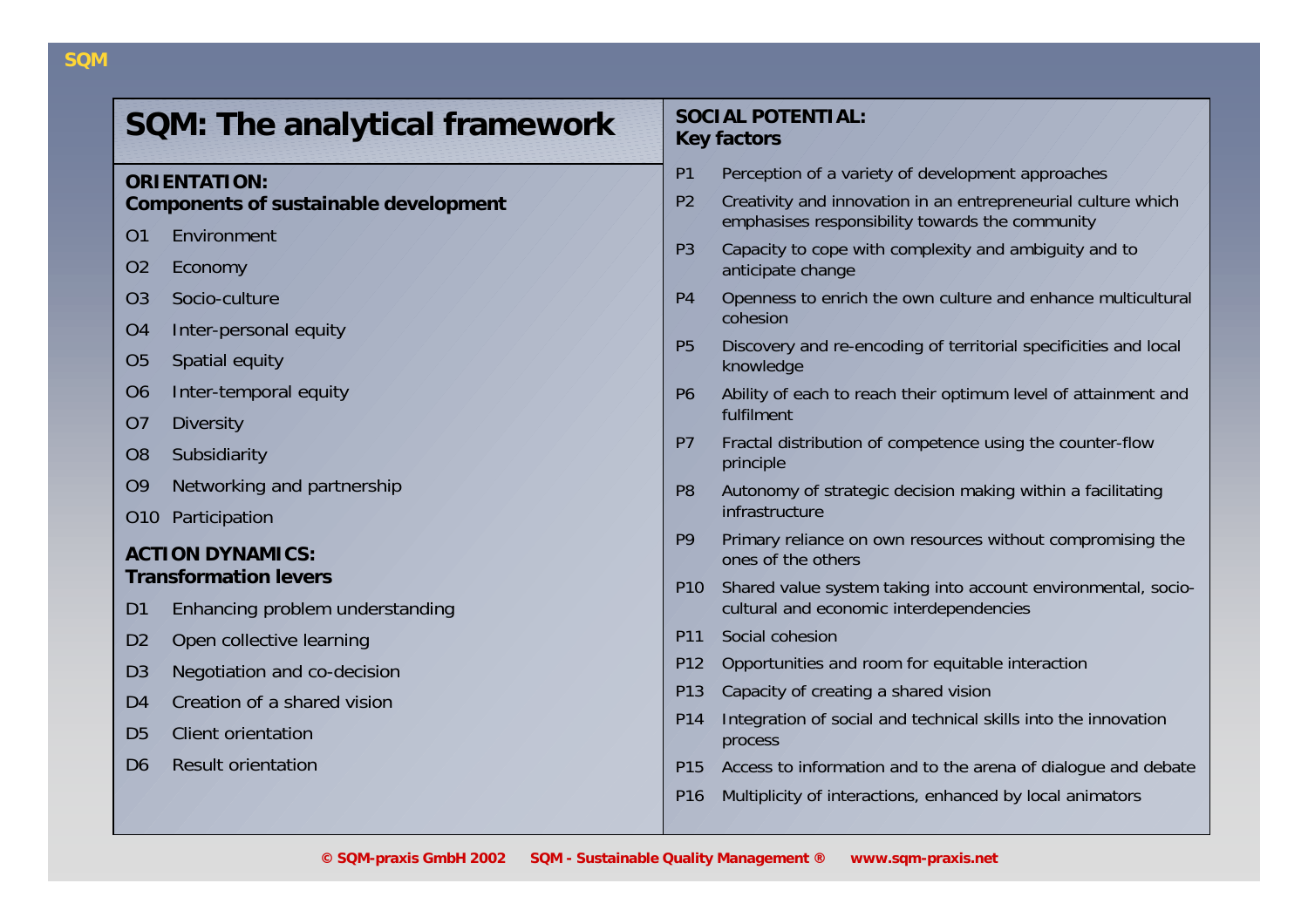# SQM: The analytical framework

## ORIENTATION: Components of sustainable development

- O1 Environment
- O2 Economy
- O3 Socio-culture
- O4 Inter-personal equity
- O5 Spatial equity
- O6 Inter-temporal equity
- O7 Diversity
- O8 Subsidiarity
- O9 Networking and partnership
- O10 Participation

## ACTION DYNAMICS: Transformation levers

- D1 Enhancing problem understanding
- D2 Open collective learning
- D3 Negotiation and co-decision
- D4 Creation of a shared vision
- D5 Client orientation
- D6 Result orientation

## SOCIAL POTENTIAL: Key factors

- P1 Perception of a variety of development approaches
- P2 Creativity and innovation in an entrepreneurial culture which emphasises responsibility towards the community
- P3 Capacity to cope with complexity and ambiguity and to anticipate change
- P4 Openness to enrich the own culture and enhance multicultural cohesion
- P5 Discovery and re-encoding of territorial specificities and local knowledge
- P6 Ability of each to reach their optimum level of attainment and fulfilment
- P7 Fractal distribution of competence using the counter-flow principle
- P8 Autonomy of strategic decision making within a facilitating infrastructure
- P9 Primary reliance on own resources without compromising the ones of the others
- P10 Shared value system taking into account environmental, socio-cultural and economic interdependencies
- P11 Social cohesion
- P12 Opportunities and room for equitable interaction
- P13 Capacity of creating a shared vision
- P14 Integration of social and technical skills into the innovation process
- P15 Access to information and to the arena of dialogue and debate
- P16 Multiplicity of interactions, enhanced by local animators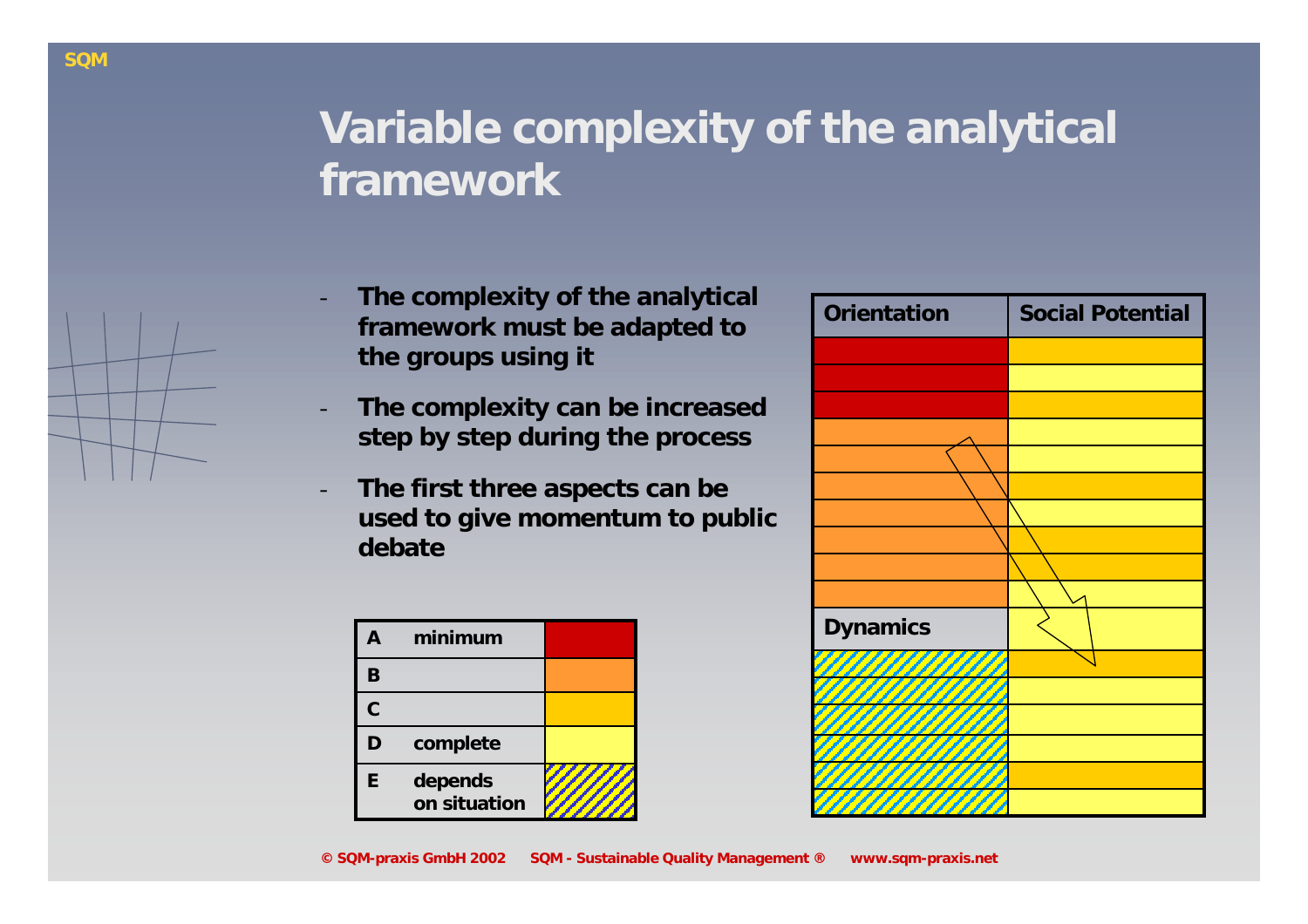# Variable complexity of the analytical framework

- **The complexity of the analytical framework must be adapted to the groups using it**
- **The complexity can be increased step by step during the process**
- **The first three aspects can be used to give momentum to public debate**

| | | |
|---|---|---|
| **A** | **minimum** | |
| **B** | | |
| **C** | | |
| **D** | **complete** | |
| **E** | **depends on situation** | |

| Orientation | Social Potential |
|---|---|
| | |
| | |
| | |
| | |
| | |
| | |
| | |
| | |
| | |
| | |
| **Dynamics** | |
| | |
| | |
| | |
| | |
| | |
| | |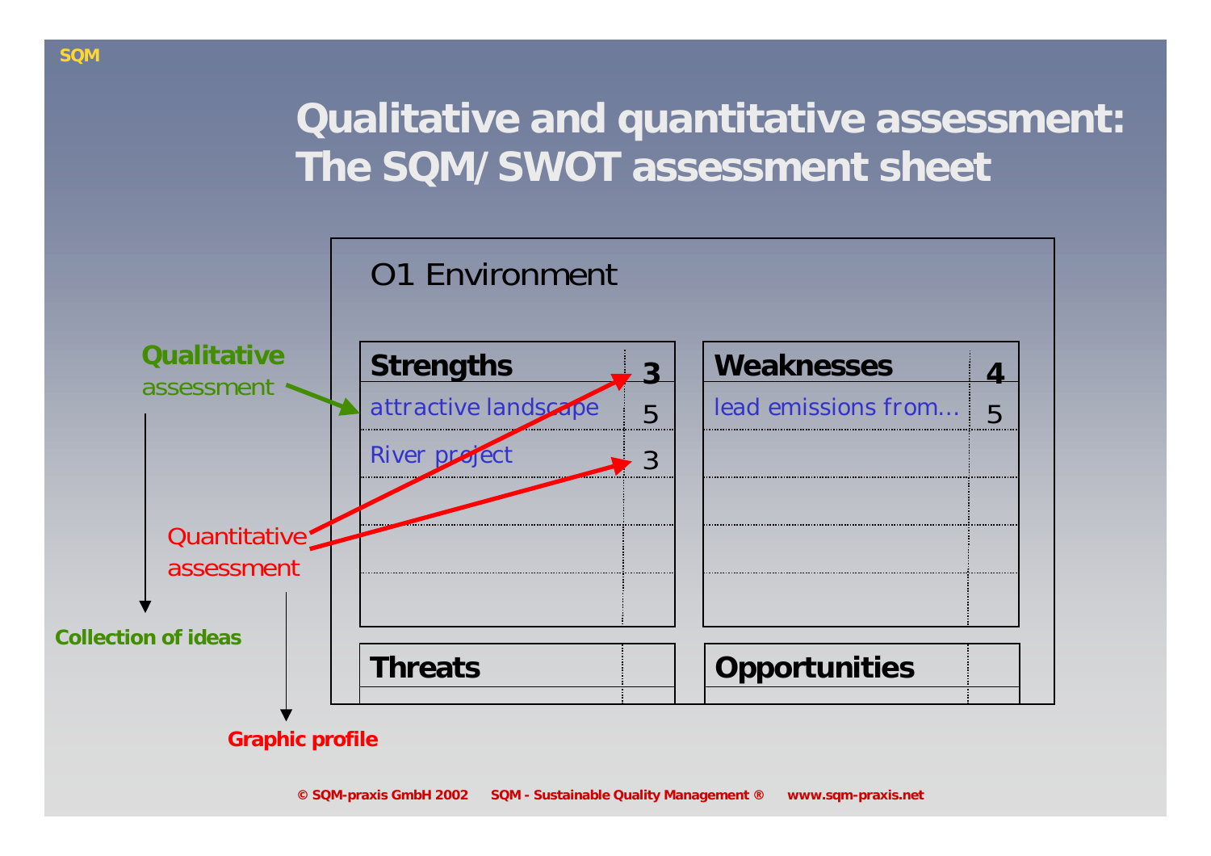# Qualitative and quantitative assessment: The SQM/ SWOT assessment sheet

**O1 Environment**

| Strengths | 3 |
|---|---|
| attractive landscape | 5 |
| River project | 3 |
| | |
| | |
| | |

| Weaknesses | 4 |
|---|---|
| lead emissions from... | 5 |
| | |
| | |
| | |
| | |

| Threats | |
|---|---|
| | |

| Opportunities | |
|---|---|
| | |

**Qualitative** assessment → **Collection of ideas**

Quantitative assessment → **Graphic profile**

© SQM-praxis GmbH 2002 SQM - Sustainable Quality Management ® www.sqm-praxis.net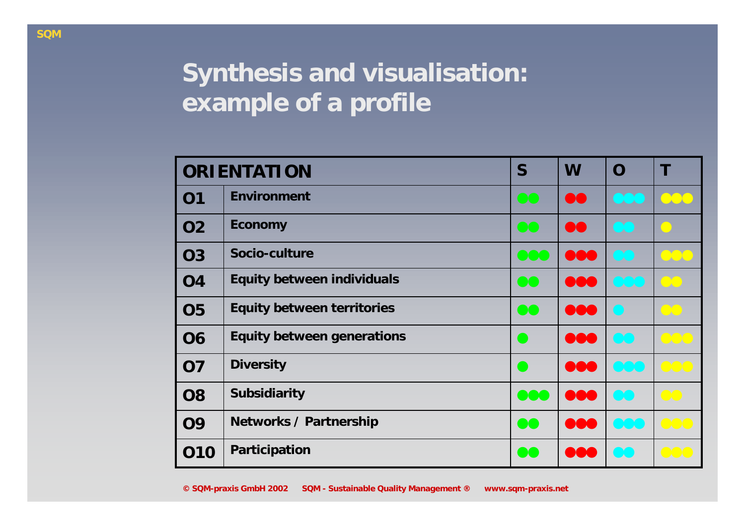# Synthesis and visualisation: example of a profile

| ORIENTATION | | S | W | O | T |
|---|---|---|---|---|---|
| O1 | Environment | ●● | ●● | ●●● | ●●● |
| O2 | Economy | ●● | ●● | ●● | ● |
| O3 | Socio-culture | ●●● | ●●● | ●● | ●●● |
| O4 | Equity between individuals | ●● | ●●● | ●●● | ●● |
| O5 | Equity between territories | ●● | ●●● | ● | ●● |
| O6 | Equity between generations | ● | ●●● | ●● | ●●● |
| O7 | Diversity | ● | ●●● | ●●● | ●●● |
| O8 | Subsidiarity | ●●● | ●●● | ●● | ●● |
| O9 | Networks / Partnership | ●● | ●●● | ●●● | ●●● |
| O10 | Participation | ●● | ●●● | ●● | ●●● |

© SQM-praxis GmbH 2002 SQM - Sustainable Quality Management ® www.sqm-praxis.net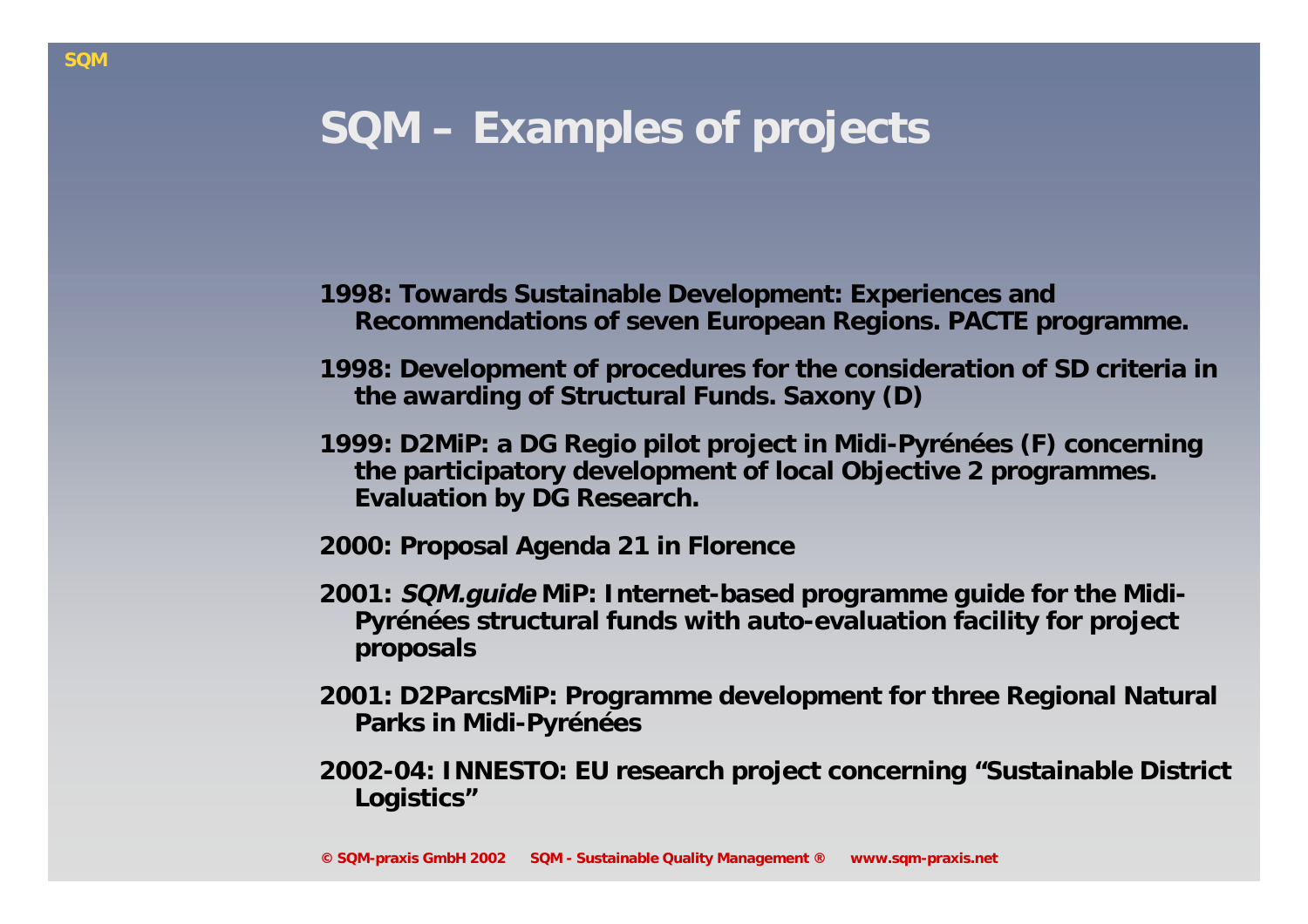# SQM – Examples of projects

1998: Towards Sustainable Development: Experiences and Recommendations of seven European Regions. PACTE programme.

1998: Development of procedures for the consideration of SD criteria in the awarding of Structural Funds. Saxony (D)

1999: D2MiP: a DG Regio pilot project in Midi-Pyrénées (F) concerning the participatory development of local Objective 2 programmes. Evaluation by DG Research.

2000: Proposal Agenda 21 in Florence

2001: *SQM.guide* MiP: Internet-based programme guide for the Midi-Pyrénées structural funds with auto-evaluation facility for project proposals

2001: D2ParcsMiP: Programme development for three Regional Natural Parks in Midi-Pyrénées

2002-04: INNESTO: EU research project concerning "Sustainable District Logistics"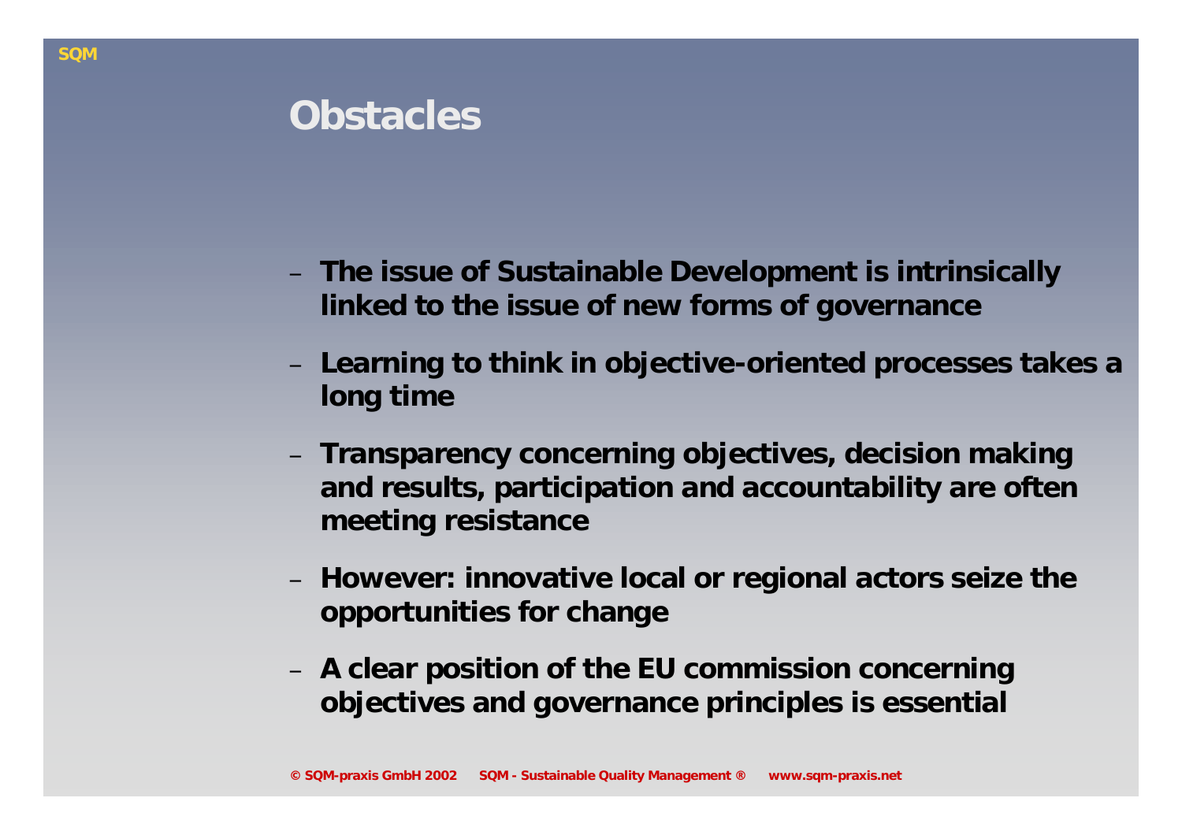# Obstacles

- **The issue of Sustainable Development is intrinsically linked to the issue of new forms of governance**
- **Learning to think in objective-oriented processes takes a long time**
- **Transparency concerning objectives, decision making and results, participation and accountability are often meeting resistance**
- **However: innovative local or regional actors seize the opportunities for change**
- **A clear position of the EU commission concerning objectives and governance principles is essential**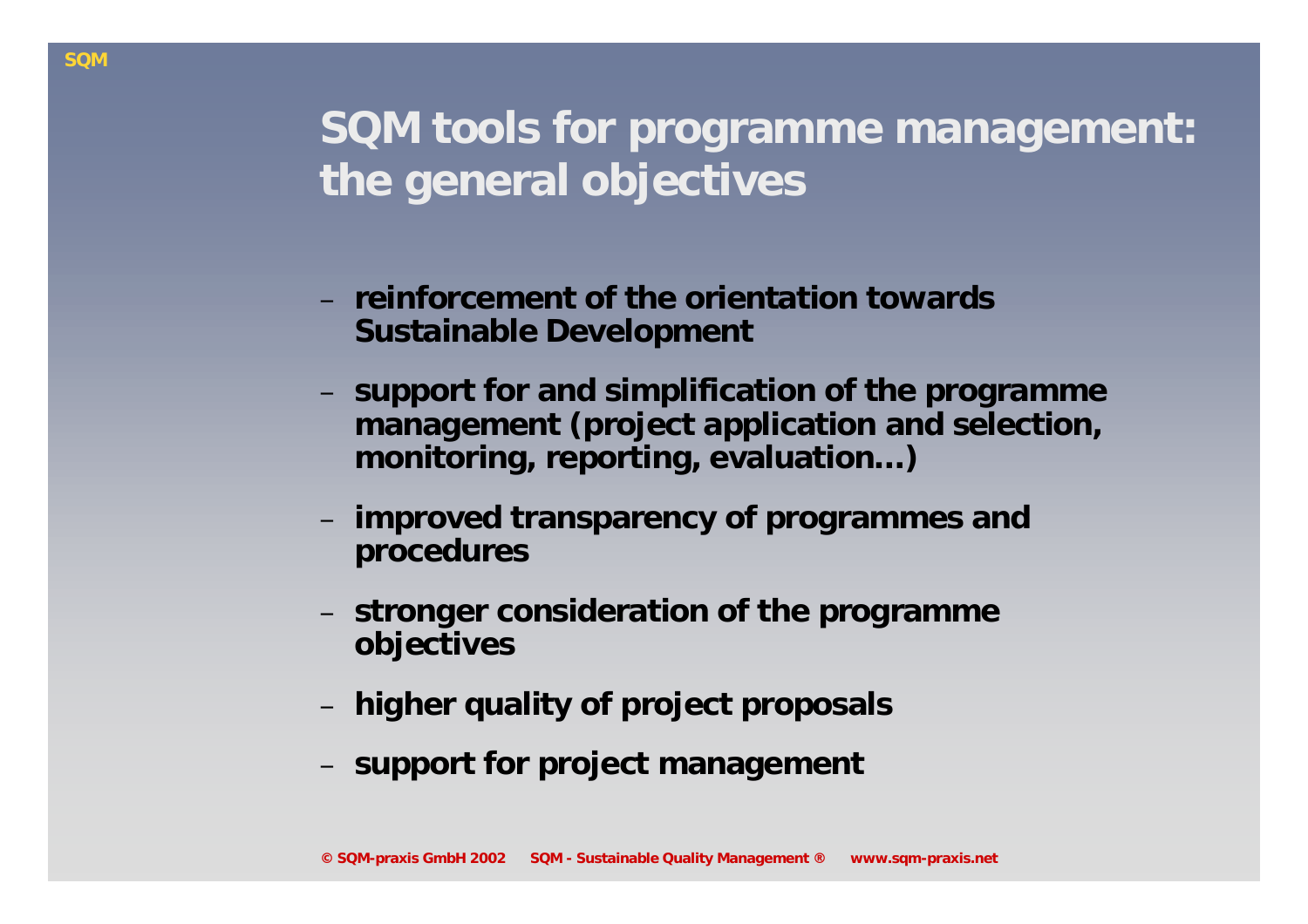# SQM tools for programme management: the general objectives

- **reinforcement of the orientation towards Sustainable Development**
- **support for and simplification of the programme management (project application and selection, monitoring, reporting, evaluation...)**
- **improved transparency of programmes and procedures**
- **stronger consideration of the programme objectives**
- **higher quality of project proposals**
- **support for project management**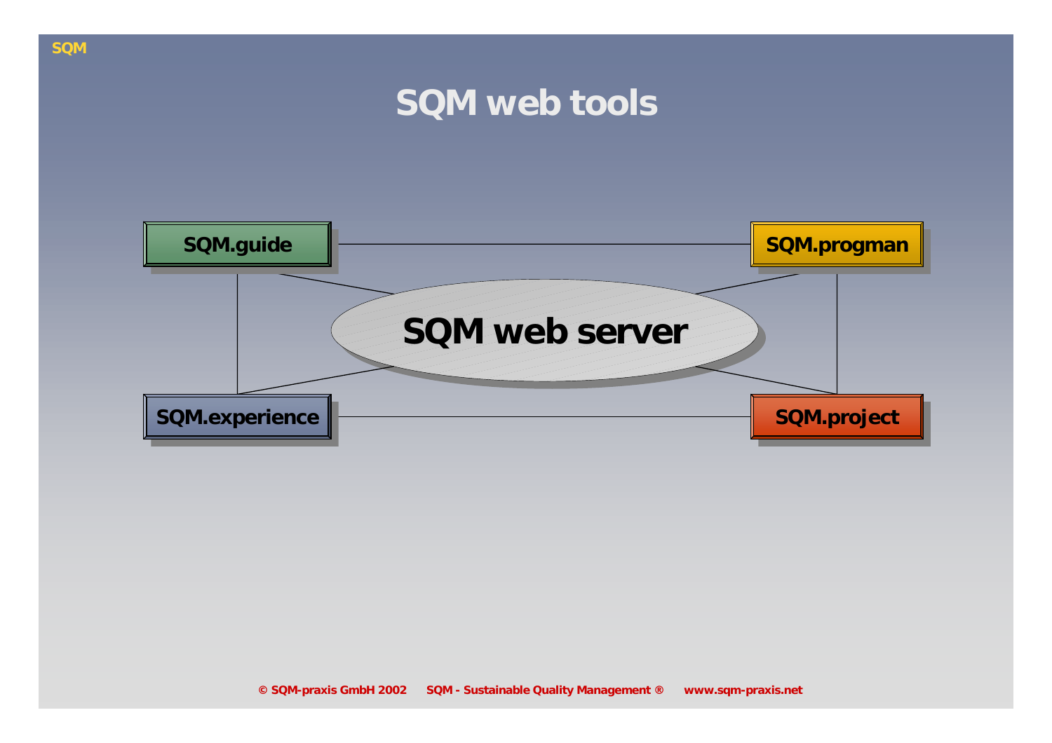# SQM web tools

SQM.guide

SQM.progman

SQM web server

SQM.experience

SQM.project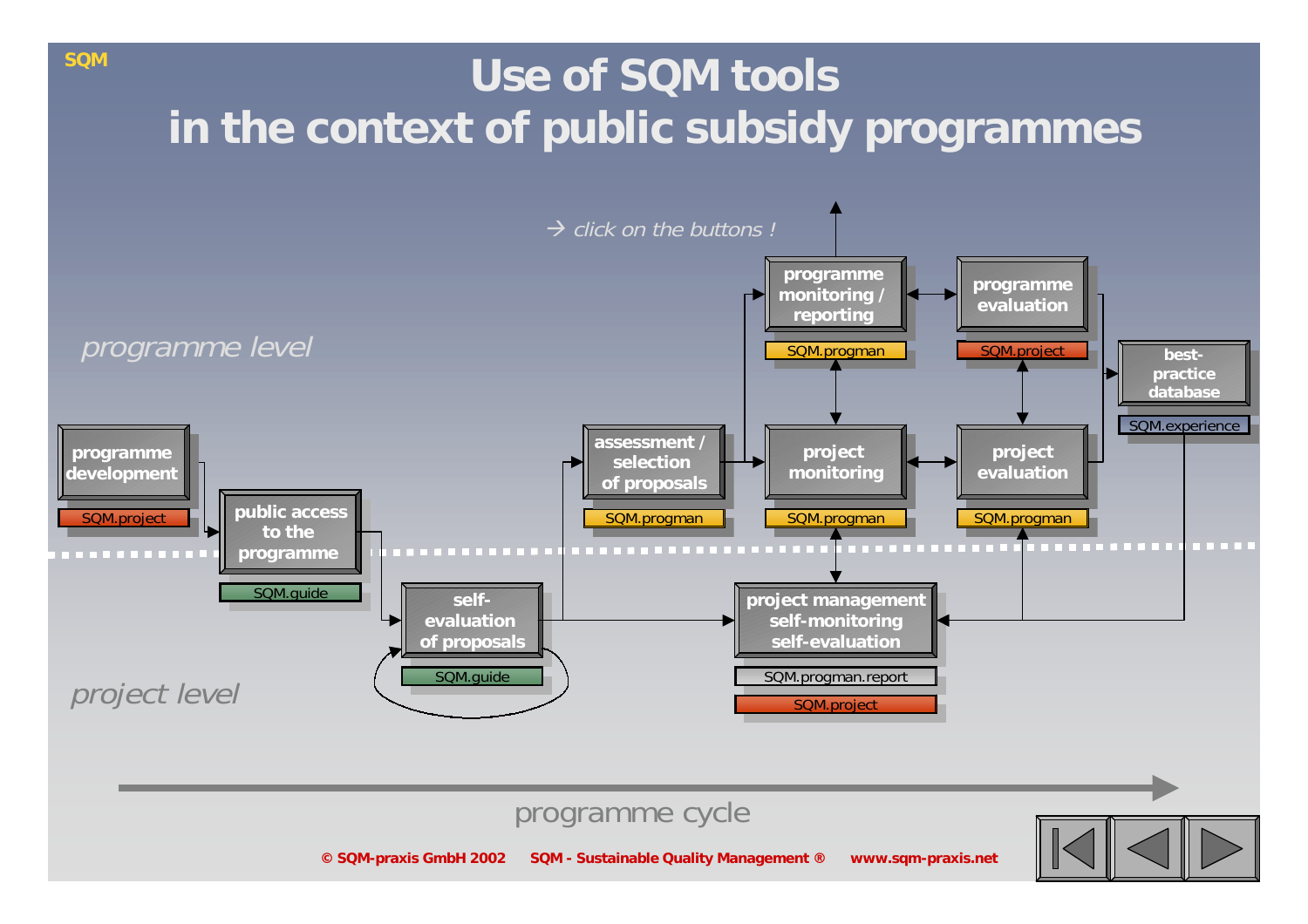SQM

# Use of SQM tools in the context of public subsidy programmes

→ *click on the buttons !*

*programme level*

- **programme development** — SQM.project
- **public access to the programme** — SQM.guide
- **self-evaluation of proposals** — SQM.guide
- **assessment / selection of proposals** — SQM.progman
- **programme monitoring / reporting** — SQM.progman
- **programme evaluation** — SQM.project
- **project monitoring** — SQM.progman
- **project evaluation** — SQM.progman
- **best-practice database** — SQM.experience
- **project management self-monitoring self-evaluation** — SQM.progman.report, SQM.project

*project level*

programme cycle

© SQM-praxis GmbH 2002 SQM - Sustainable Quality Management ® www.sqm-praxis.net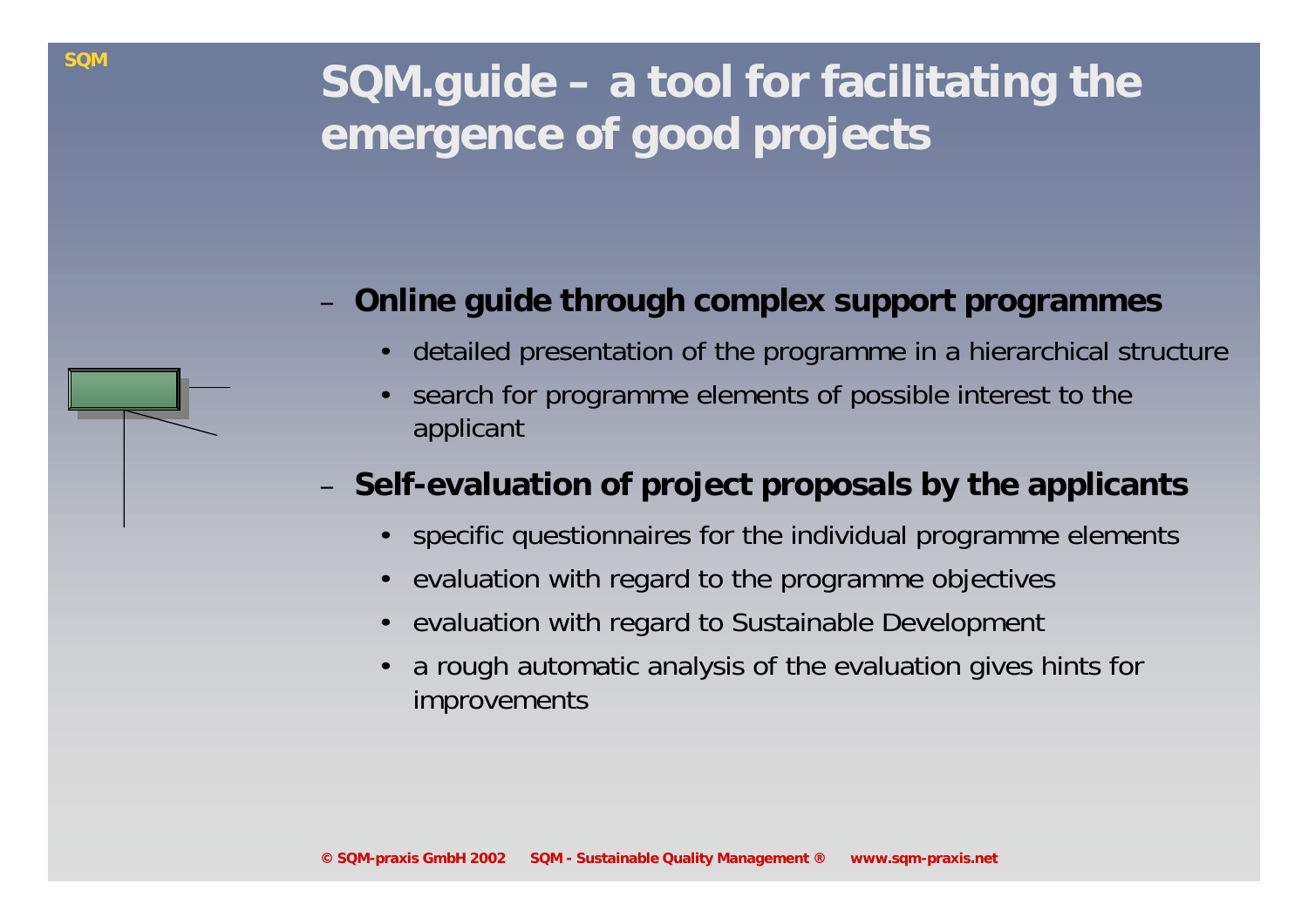# SQM.guide – a tool for facilitating the emergence of good projects

- **Online guide through complex support programmes**
  - detailed presentation of the programme in a hierarchical structure
  - search for programme elements of possible interest to the applicant
- **Self-evaluation of project proposals by the applicants**
  - specific questionnaires for the individual programme elements
  - evaluation with regard to the programme objectives
  - evaluation with regard to Sustainable Development
  - a rough automatic analysis of the evaluation gives hints for improvements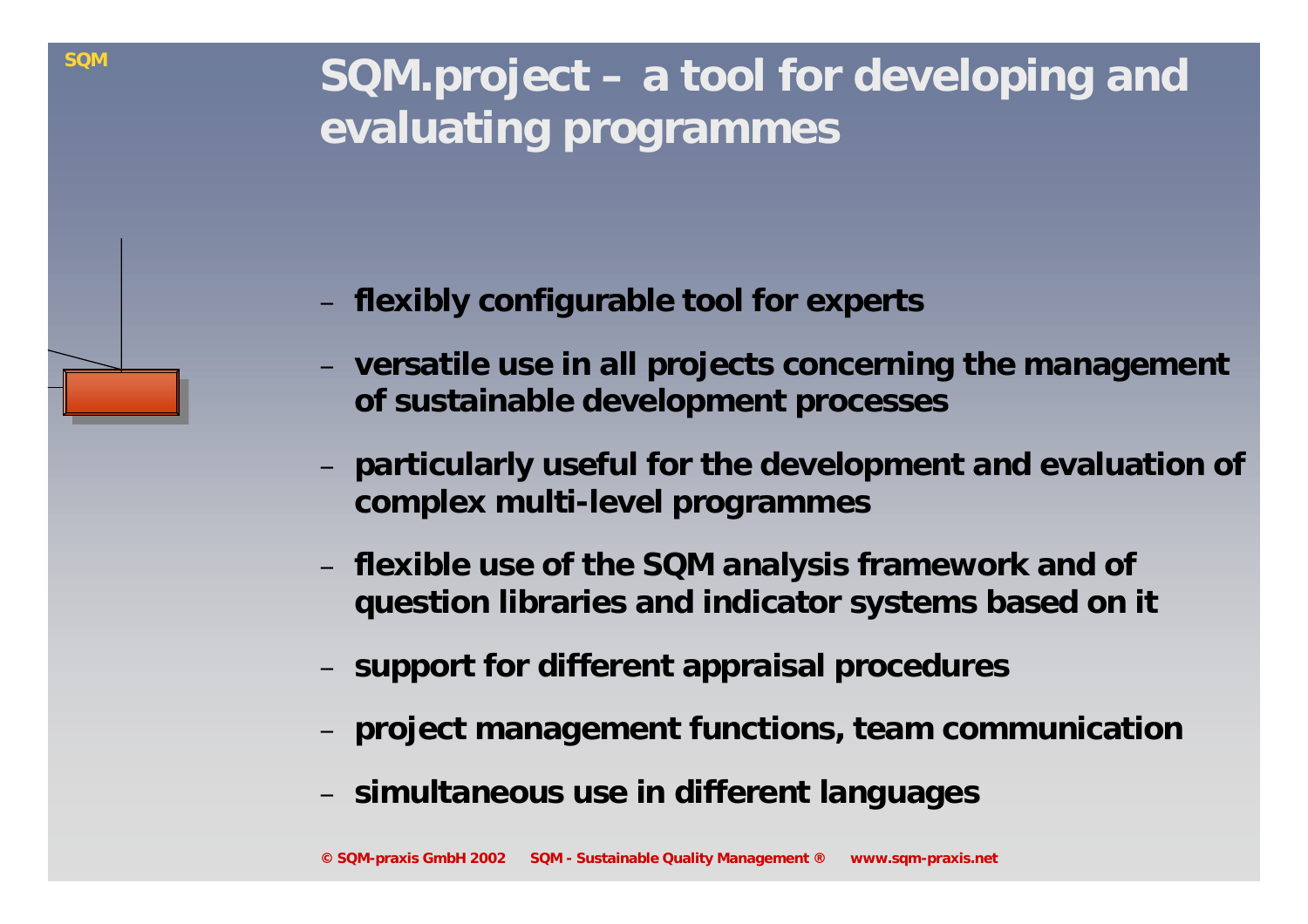# SQM.project – a tool for developing and evaluating programmes

- **flexibly configurable tool for experts**
- **versatile use in all projects concerning the management of sustainable development processes**
- **particularly useful for the development and evaluation of complex multi-level programmes**
- **flexible use of the SQM analysis framework and of question libraries and indicator systems based on it**
- **support for different appraisal procedures**
- **project management functions, team communication**
- **simultaneous use in different languages**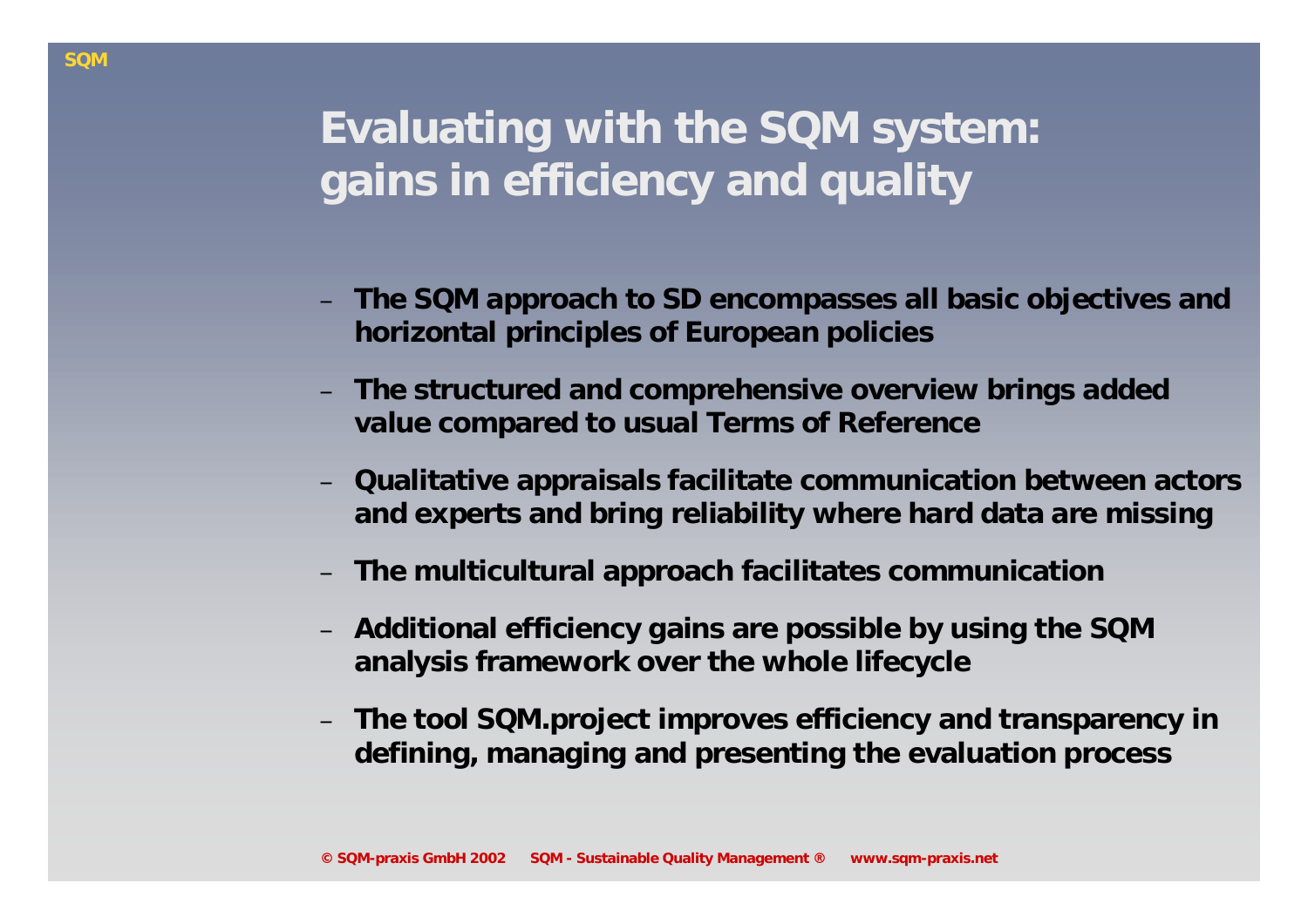# Evaluating with the SQM system: gains in efficiency and quality

- **The SQM approach to SD encompasses all basic objectives and horizontal principles of European policies**
- **The structured and comprehensive overview brings added value compared to usual Terms of Reference**
- **Qualitative appraisals facilitate communication between actors and experts and bring reliability where hard data are missing**
- **The multicultural approach facilitates communication**
- **Additional efficiency gains are possible by using the SQM analysis framework over the whole lifecycle**
- **The tool SQM.project improves efficiency and transparency in defining, managing and presenting the evaluation process**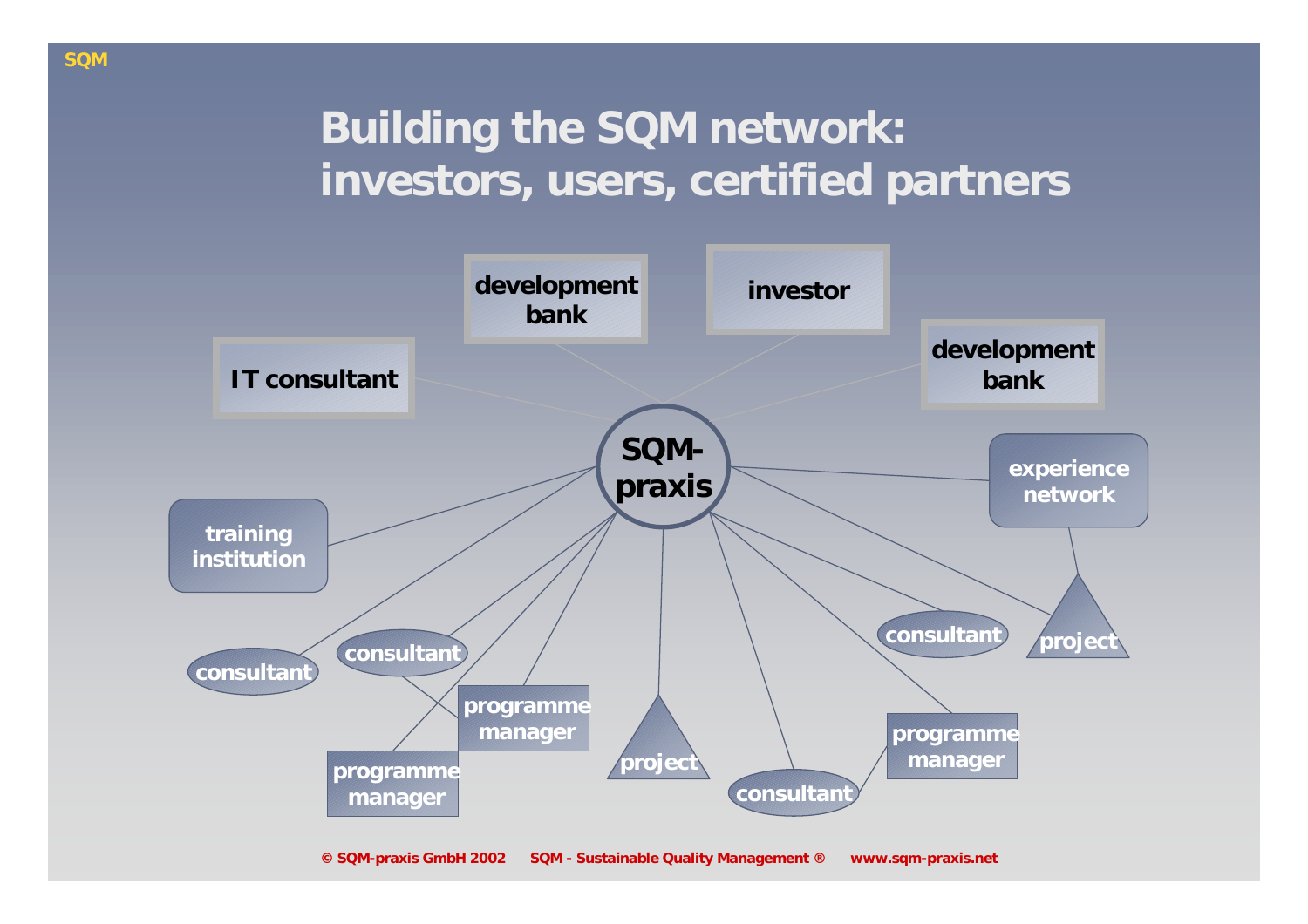# Building the SQM network: investors, users, certified partners

- SQM-praxis
  - development bank
  - investor
  - development bank
  - IT consultant
  - training institution
  - experience network
  - consultant
  - consultant
  - programme manager
  - programme manager
  - project
  - consultant
  - programme manager
  - consultant
  - project

© SQM-praxis GmbH 2002 SQM - Sustainable Quality Management ® www.sqm-praxis.net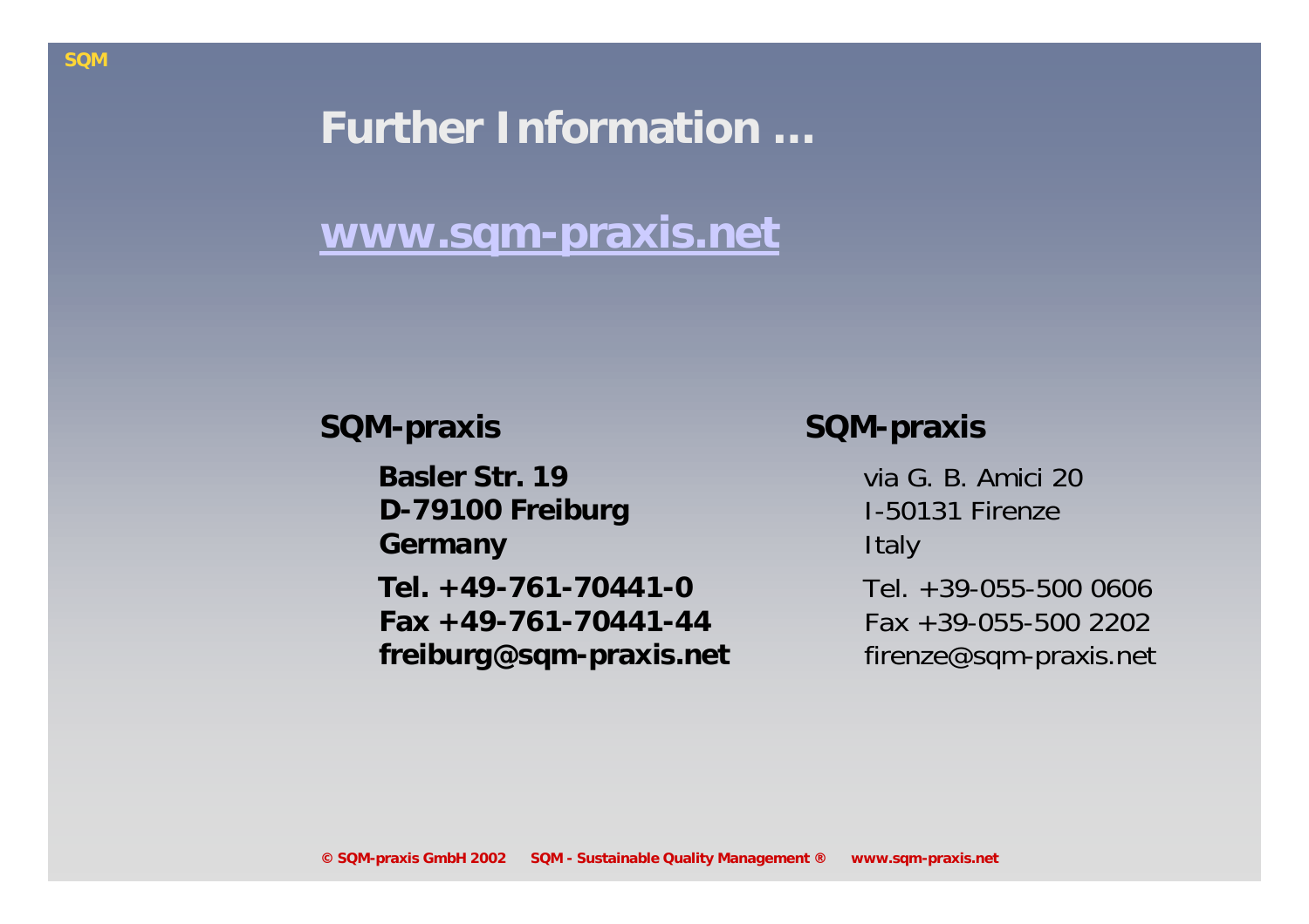# Further Information …

## www.sqm-praxis.net

**SQM-praxis**

**Basler Str. 19**
**D-79100 Freiburg**
**Germany**

**Tel. +49-761-70441-0**
**Fax +49-761-70441-44**
**freiburg@sqm-praxis.net**

**SQM-praxis**

via G. B. Amici 20
I-50131 Firenze
Italy

Tel. +39-055-500 0606
Fax +39-055-500 2202
firenze@sqm-praxis.net